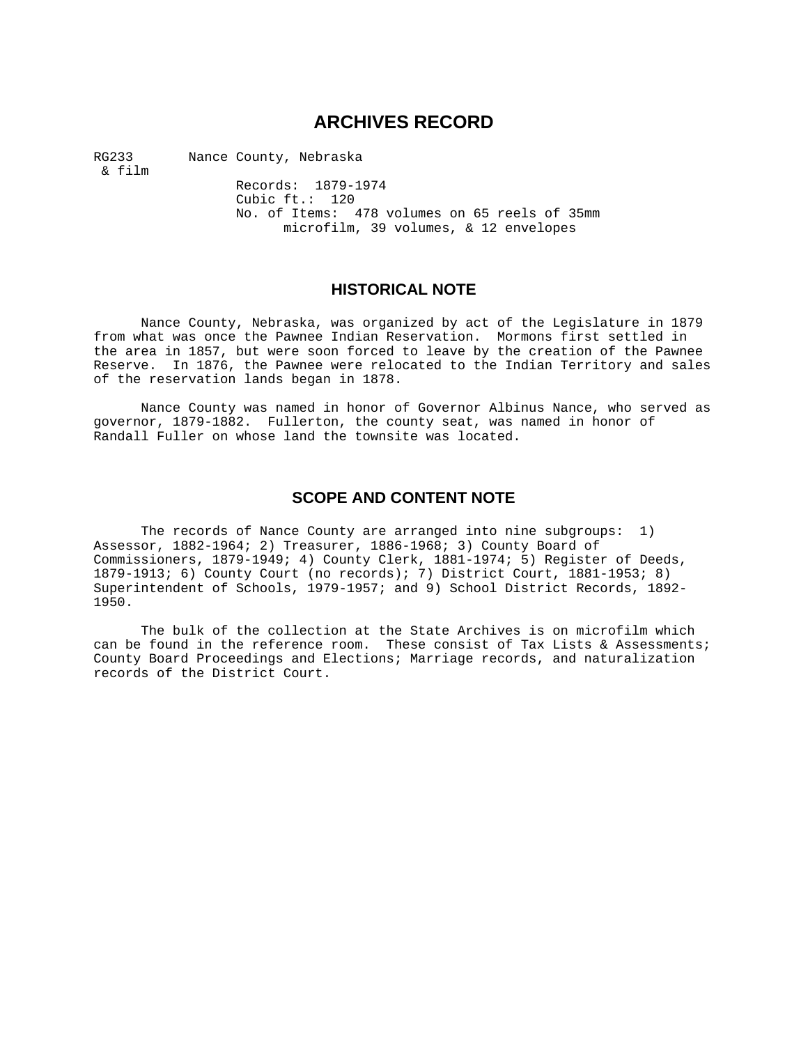# ARCHIVES RECORD

RG233 & film    Nance County, Nebraska

Records: 1879-1974
Cubic ft.: 120
No. of Items: 478 volumes on 65 reels of 35mm microfilm, 39 volumes, & 12 envelopes

## HISTORICAL NOTE

Nance County, Nebraska, was organized by act of the Legislature in 1879 from what was once the Pawnee Indian Reservation. Mormons first settled in the area in 1857, but were soon forced to leave by the creation of the Pawnee Reserve. In 1876, the Pawnee were relocated to the Indian Territory and sales of the reservation lands began in 1878.

Nance County was named in honor of Governor Albinus Nance, who served as governor, 1879-1882. Fullerton, the county seat, was named in honor of Randall Fuller on whose land the townsite was located.

## SCOPE AND CONTENT NOTE

The records of Nance County are arranged into nine subgroups: 1) Assessor, 1882-1964; 2) Treasurer, 1886-1968; 3) County Board of Commissioners, 1879-1949; 4) County Clerk, 1881-1974; 5) Register of Deeds, 1879-1913; 6) County Court (no records); 7) District Court, 1881-1953; 8) Superintendent of Schools, 1979-1957; and 9) School District Records, 1892-1950.

The bulk of the collection at the State Archives is on microfilm which can be found in the reference room. These consist of Tax Lists & Assessments; County Board Proceedings and Elections; Marriage records, and naturalization records of the District Court.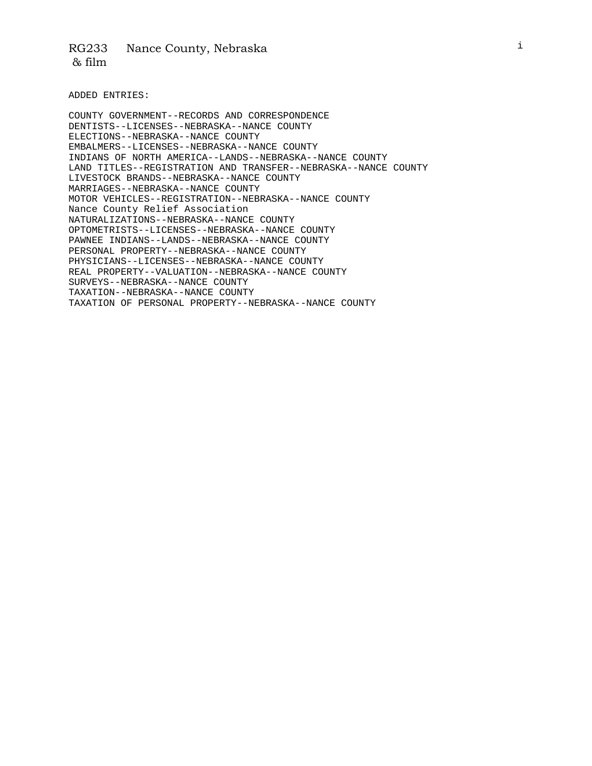RG233 Nance County, Nebraska
& film

ADDED ENTRIES:

COUNTY GOVERNMENT--RECORDS AND CORRESPONDENCE
DENTISTS--LICENSES--NEBRASKA--NANCE COUNTY
ELECTIONS--NEBRASKA--NANCE COUNTY
EMBALMERS--LICENSES--NEBRASKA--NANCE COUNTY
INDIANS OF NORTH AMERICA--LANDS--NEBRASKA--NANCE COUNTY
LAND TITLES--REGISTRATION AND TRANSFER--NEBRASKA--NANCE COUNTY
LIVESTOCK BRANDS--NEBRASKA--NANCE COUNTY
MARRIAGES--NEBRASKA--NANCE COUNTY
MOTOR VEHICLES--REGISTRATION--NEBRASKA--NANCE COUNTY
Nance County Relief Association
NATURALIZATIONS--NEBRASKA--NANCE COUNTY
OPTOMETRISTS--LICENSES--NEBRASKA--NANCE COUNTY
PAWNEE INDIANS--LANDS--NEBRASKA--NANCE COUNTY
PERSONAL PROPERTY--NEBRASKA--NANCE COUNTY
PHYSICIANS--LICENSES--NEBRASKA--NANCE COUNTY
REAL PROPERTY--VALUATION--NEBRASKA--NANCE COUNTY
SURVEYS--NEBRASKA--NANCE COUNTY
TAXATION--NEBRASKA--NANCE COUNTY
TAXATION OF PERSONAL PROPERTY--NEBRASKA--NANCE COUNTY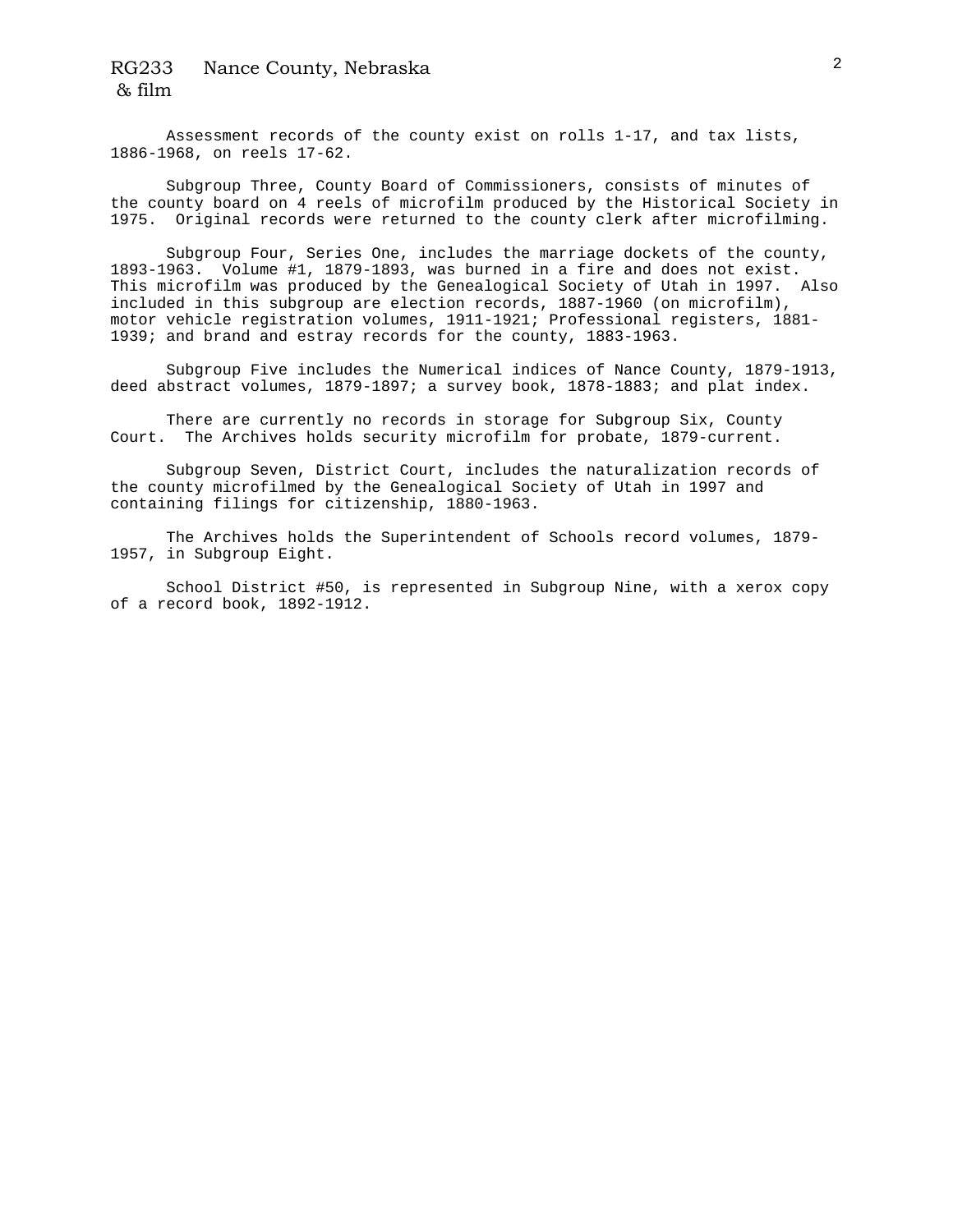Assessment records of the county exist on rolls 1-17, and tax lists, 1886-1968, on reels 17-62.

Subgroup Three, County Board of Commissioners, consists of minutes of the county board on 4 reels of microfilm produced by the Historical Society in 1975. Original records were returned to the county clerk after microfilming.

Subgroup Four, Series One, includes the marriage dockets of the county, 1893-1963. Volume #1, 1879-1893, was burned in a fire and does not exist. This microfilm was produced by the Genealogical Society of Utah in 1997. Also included in this subgroup are election records, 1887-1960 (on microfilm), motor vehicle registration volumes, 1911-1921; Professional registers, 1881-1939; and brand and estray records for the county, 1883-1963.

Subgroup Five includes the Numerical indices of Nance County, 1879-1913, deed abstract volumes, 1879-1897; a survey book, 1878-1883; and plat index.

There are currently no records in storage for Subgroup Six, County Court. The Archives holds security microfilm for probate, 1879-current.

Subgroup Seven, District Court, includes the naturalization records of the county microfilmed by the Genealogical Society of Utah in 1997 and containing filings for citizenship, 1880-1963.

The Archives holds the Superintendent of Schools record volumes, 1879-1957, in Subgroup Eight.

School District #50, is represented in Subgroup Nine, with a xerox copy of a record book, 1892-1912.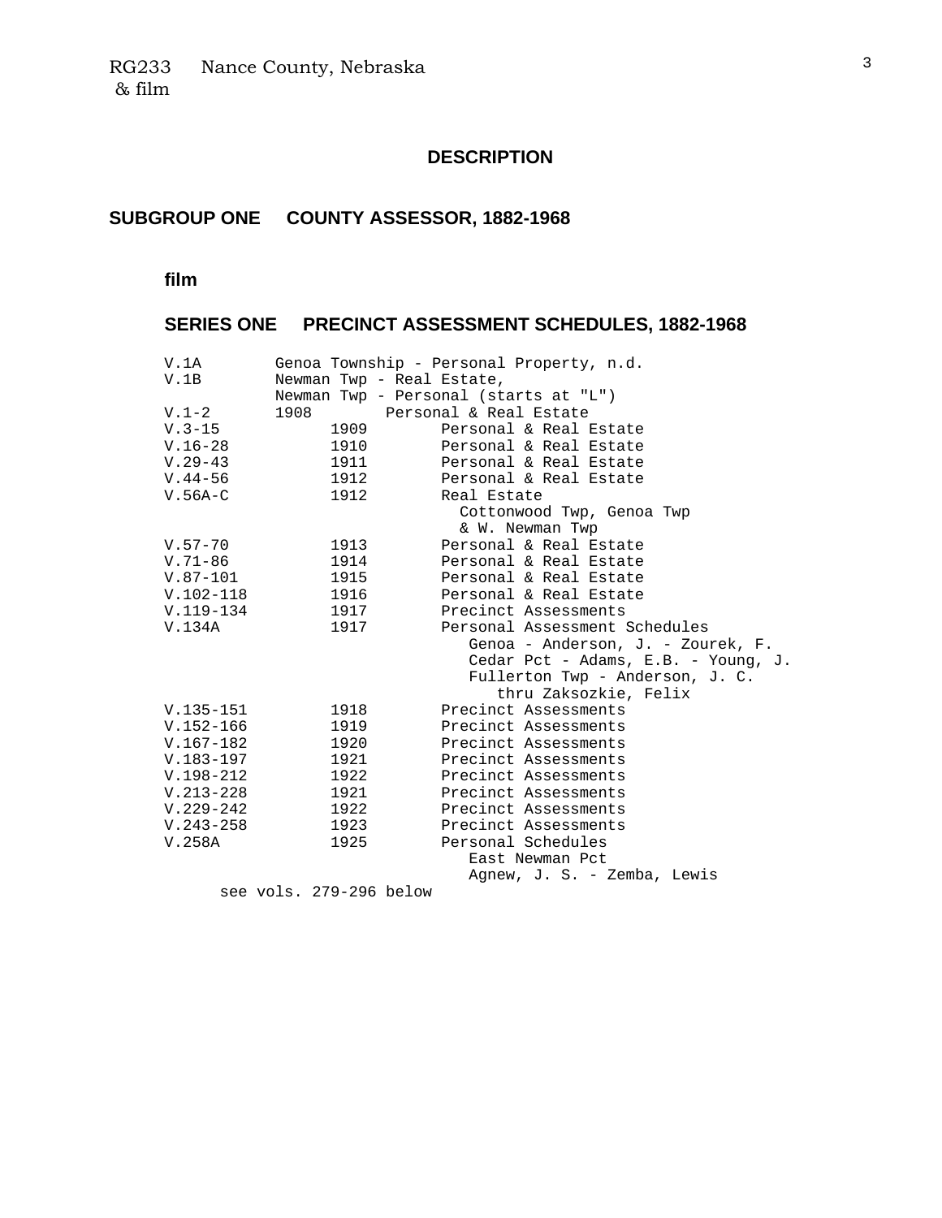# DESCRIPTION

## SUBGROUP ONE COUNTY ASSESSOR, 1882-1968

### film

### SERIES ONE PRECINCT ASSESSMENT SCHEDULES, 1882-1968

```
V.1A        Genoa Township - Personal Property, n.d.
V.1B        Newman Twp - Real Estate,
            Newman Twp - Personal (starts at "L")
V.1-2       1908        Personal & Real Estate
V.3-15            1909        Personal & Real Estate
V.16-28           1910        Personal & Real Estate
V.29-43           1911        Personal & Real Estate
V.44-56           1912        Personal & Real Estate
V.56A-C           1912        Real Estate
                                Cottonwood Twp, Genoa Twp
                                & W. Newman Twp
V.57-70           1913        Personal & Real Estate
V.71-86           1914        Personal & Real Estate
V.87-101          1915        Personal & Real Estate
V.102-118         1916        Personal & Real Estate
V.119-134         1917        Precinct Assessments
V.134A            1917        Personal Assessment Schedules
                                 Genoa - Anderson, J. - Zourek, F.
                                 Cedar Pct - Adams, E.B. - Young, J.
                                 Fullerton Twp - Anderson, J. C.
                                    thru Zaksozkie, Felix
V.135-151         1918        Precinct Assessments
V.152-166         1919        Precinct Assessments
V.167-182         1920        Precinct Assessments
V.183-197         1921        Precinct Assessments
V.198-212         1922        Precinct Assessments
V.213-228         1921        Precinct Assessments
V.229-242         1922        Precinct Assessments
V.243-258         1923        Precinct Assessments
V.258A            1925        Personal Schedules
                                 East Newman Pct
                                 Agnew, J. S. - Zemba, Lewis
      see vols. 279-296 below
```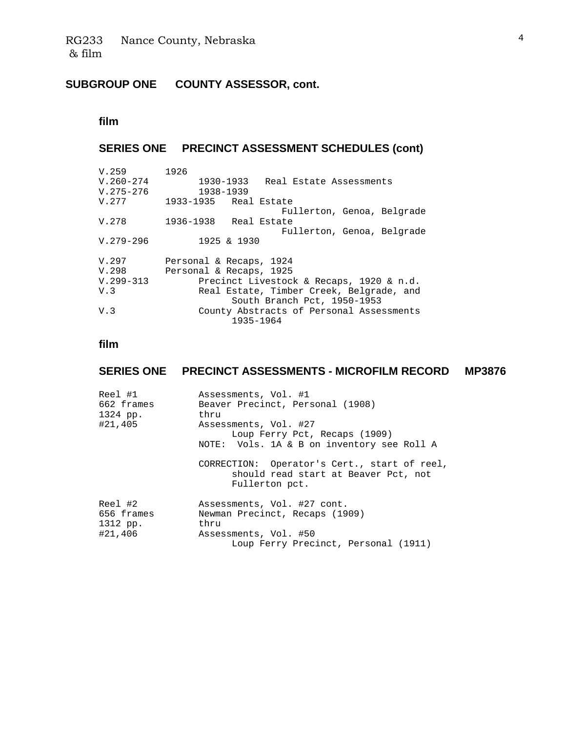## SUBGROUP ONE COUNTY ASSESSOR, cont.

### film

### SERIES ONE PRECINCT ASSESSMENT SCHEDULES (cont)

| | |
|---|---|
| V.259 | 1926 |
| V.260-274 | 1930-1933 Real Estate Assessments |
| V.275-276 | 1938-1939 |
| V.277 | 1933-1935 Real Estate<br>Fullerton, Genoa, Belgrade |
| V.278 | 1936-1938 Real Estate<br>Fullerton, Genoa, Belgrade |
| V.279-296 | 1925 & 1930 |
| V.297 | Personal & Recaps, 1924 |
| V.298 | Personal & Recaps, 1925 |
| V.299-313 | Precinct Livestock & Recaps, 1920 & n.d. |
| V.3 | Real Estate, Timber Creek, Belgrade, and<br>South Branch Pct, 1950-1953 |
| V.3 | County Abstracts of Personal Assessments<br>1935-1964 |

### film

### SERIES ONE PRECINCT ASSESSMENTS - MICROFILM RECORD MP3876

| | |
|---|---|
| Reel #1<br>662 frames<br>1324 pp.<br>#21,405 | Assessments, Vol. #1<br>Beaver Precinct, Personal (1908)<br>thru<br>Assessments, Vol. #27<br>Loup Ferry Pct, Recaps (1909)<br>NOTE: Vols. 1A & B on inventory see Roll A<br><br>CORRECTION: Operator's Cert., start of reel, should read start at Beaver Pct, not Fullerton pct. |
| Reel #2<br>656 frames<br>1312 pp.<br>#21,406 | Assessments, Vol. #27 cont.<br>Newman Precinct, Recaps (1909)<br>thru<br>Assessments, Vol. #50<br>Loup Ferry Precinct, Personal (1911) |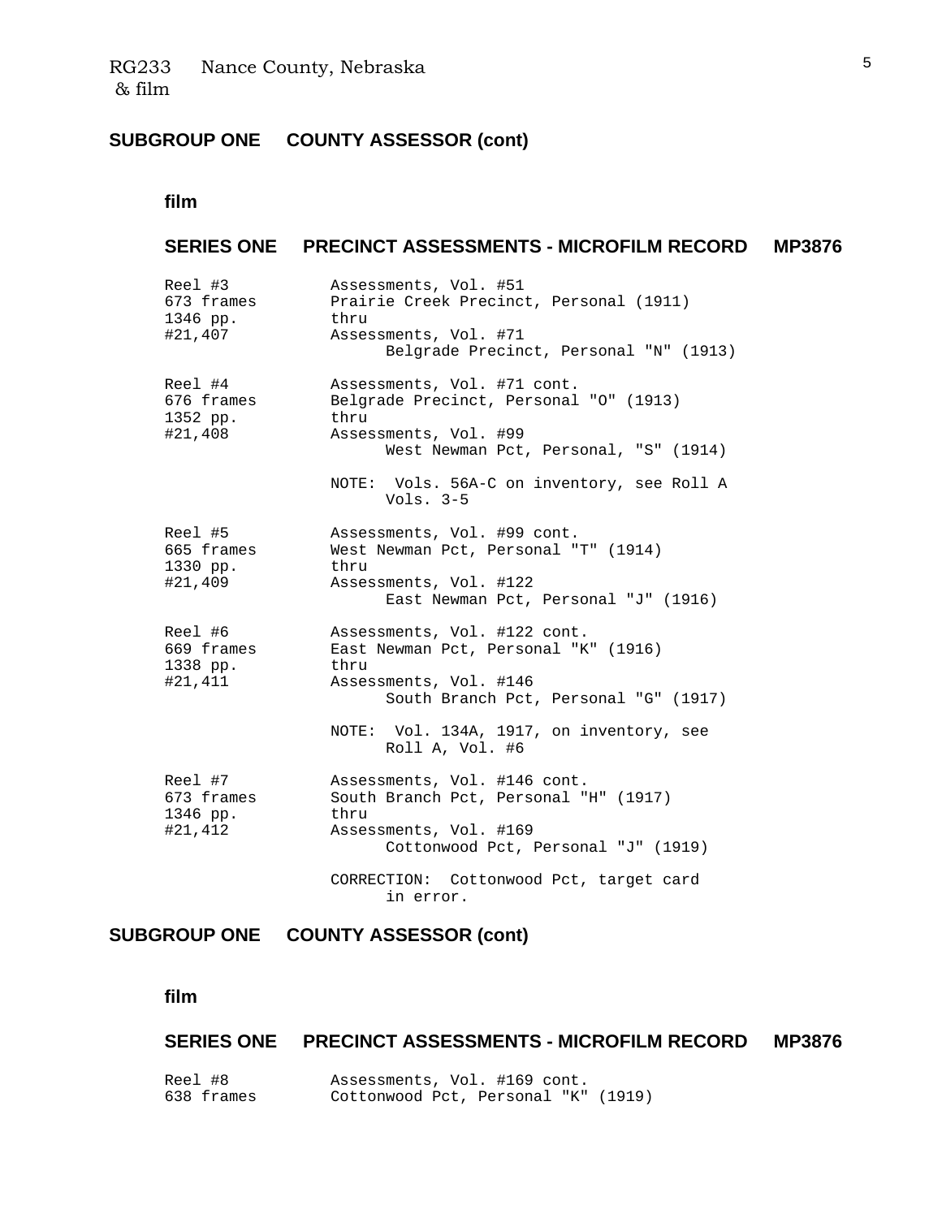## SUBGROUP ONE COUNTY ASSESSOR (cont)

### film

### SERIES ONE PRECINCT ASSESSMENTS - MICROFILM RECORD MP3876

| | |
|---|---|
| Reel #3<br>673 frames<br>1346 pp.<br>#21,407 | Assessments, Vol. #51<br>Prairie Creek Precinct, Personal (1911)<br>thru<br>Assessments, Vol. #71<br>Belgrade Precinct, Personal "N" (1913) |
| Reel #4<br>676 frames<br>1352 pp.<br>#21,408 | Assessments, Vol. #71 cont.<br>Belgrade Precinct, Personal "O" (1913)<br>thru<br>Assessments, Vol. #99<br>West Newman Pct, Personal, "S" (1914)<br><br>NOTE: Vols. 56A-C on inventory, see Roll A Vols. 3-5 |
| Reel #5<br>665 frames<br>1330 pp.<br>#21,409 | Assessments, Vol. #99 cont.<br>West Newman Pct, Personal "T" (1914)<br>thru<br>Assessments, Vol. #122<br>East Newman Pct, Personal "J" (1916) |
| Reel #6<br>669 frames<br>1338 pp.<br>#21,411 | Assessments, Vol. #122 cont.<br>East Newman Pct, Personal "K" (1916)<br>thru<br>Assessments, Vol. #146<br>South Branch Pct, Personal "G" (1917)<br><br>NOTE: Vol. 134A, 1917, on inventory, see Roll A, Vol. #6 |
| Reel #7<br>673 frames<br>1346 pp.<br>#21,412 | Assessments, Vol. #146 cont.<br>South Branch Pct, Personal "H" (1917)<br>thru<br>Assessments, Vol. #169<br>Cottonwood Pct, Personal "J" (1919)<br><br>CORRECTION: Cottonwood Pct, target card in error. |

## SUBGROUP ONE COUNTY ASSESSOR (cont)

### film

### SERIES ONE PRECINCT ASSESSMENTS - MICROFILM RECORD MP3876

| | |
|---|---|
| Reel #8<br>638 frames | Assessments, Vol. #169 cont.<br>Cottonwood Pct, Personal "K" (1919) |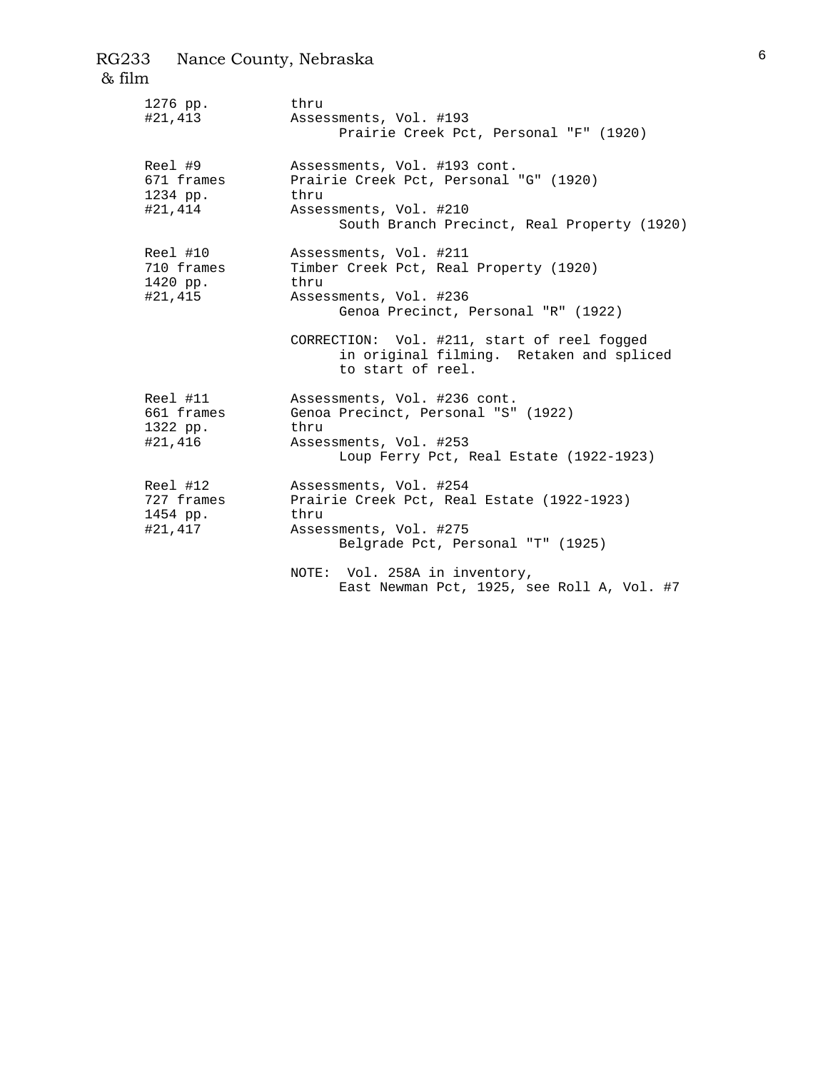RG233 Nance County, Nebraska
& film

| | |
|---|---|
| 1276 pp.<br>#21,413 | thru<br>Assessments, Vol. #193<br>Prairie Creek Pct, Personal "F" (1920) |
| Reel #9<br>671 frames<br>1234 pp.<br>#21,414 | Assessments, Vol. #193 cont.<br>Prairie Creek Pct, Personal "G" (1920)<br>thru<br>Assessments, Vol. #210<br>South Branch Precinct, Real Property (1920) |
| Reel #10<br>710 frames<br>1420 pp.<br>#21,415 | Assessments, Vol. #211<br>Timber Creek Pct, Real Property (1920)<br>thru<br>Assessments, Vol. #236<br>Genoa Precinct, Personal "R" (1922)<br><br>CORRECTION: Vol. #211, start of reel fogged in original filming. Retaken and spliced to start of reel. |
| Reel #11<br>661 frames<br>1322 pp.<br>#21,416 | Assessments, Vol. #236 cont.<br>Genoa Precinct, Personal "S" (1922)<br>thru<br>Assessments, Vol. #253<br>Loup Ferry Pct, Real Estate (1922-1923) |
| Reel #12<br>727 frames<br>1454 pp.<br>#21,417 | Assessments, Vol. #254<br>Prairie Creek Pct, Real Estate (1922-1923)<br>thru<br>Assessments, Vol. #275<br>Belgrade Pct, Personal "T" (1925)<br><br>NOTE: Vol. 258A in inventory, East Newman Pct, 1925, see Roll A, Vol. #7 |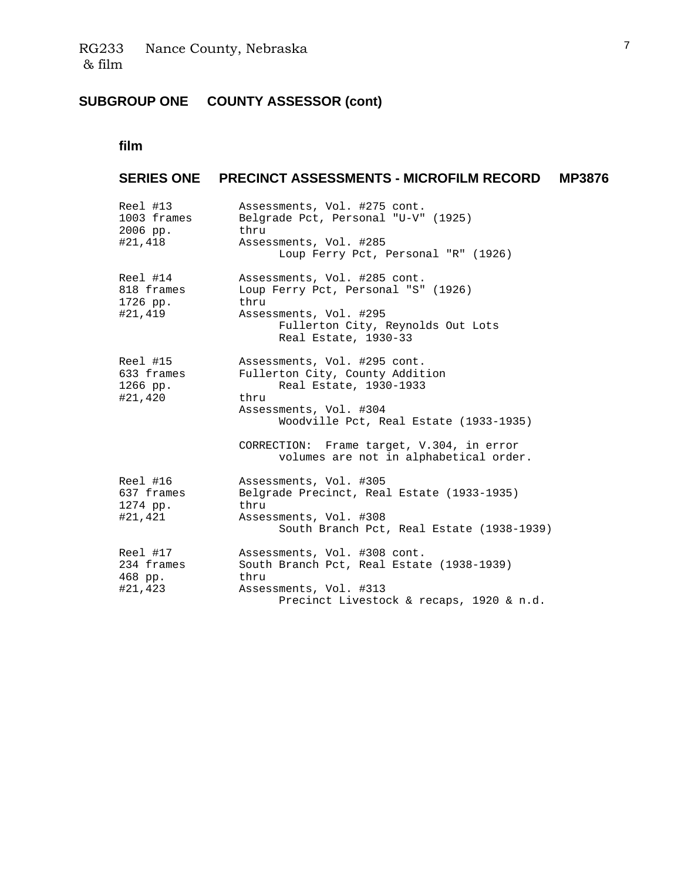RG233 Nance County, Nebraska
& film

## SUBGROUP ONE COUNTY ASSESSOR (cont)

### film

### SERIES ONE PRECINCT ASSESSMENTS - MICROFILM RECORD MP3876

```
Reel #13          Assessments, Vol. #275 cont.
1003 frames       Belgrade Pct, Personal "U-V" (1925)
2006 pp.          thru
#21,418           Assessments, Vol. #285
                        Loup Ferry Pct, Personal "R" (1926)

Reel #14          Assessments, Vol. #285 cont.
818 frames        Loup Ferry Pct, Personal "S" (1926)
1726 pp.          thru
#21,419           Assessments, Vol. #295
                        Fullerton City, Reynolds Out Lots
                        Real Estate, 1930-33

Reel #15          Assessments, Vol. #295 cont.
633 frames        Fullerton City, County Addition
1266 pp.                Real Estate, 1930-1933
#21,420           thru
                  Assessments, Vol. #304
                        Woodville Pct, Real Estate (1933-1935)

                  CORRECTION:  Frame target, V.304, in error
                        volumes are not in alphabetical order.

Reel #16          Assessments, Vol. #305
637 frames        Belgrade Precinct, Real Estate (1933-1935)
1274 pp.          thru
#21,421           Assessments, Vol. #308
                        South Branch Pct, Real Estate (1938-1939)

Reel #17          Assessments, Vol. #308 cont.
234 frames        South Branch Pct, Real Estate (1938-1939)
468 pp.           thru
#21,423           Assessments, Vol. #313
                        Precinct Livestock & recaps, 1920 & n.d.
```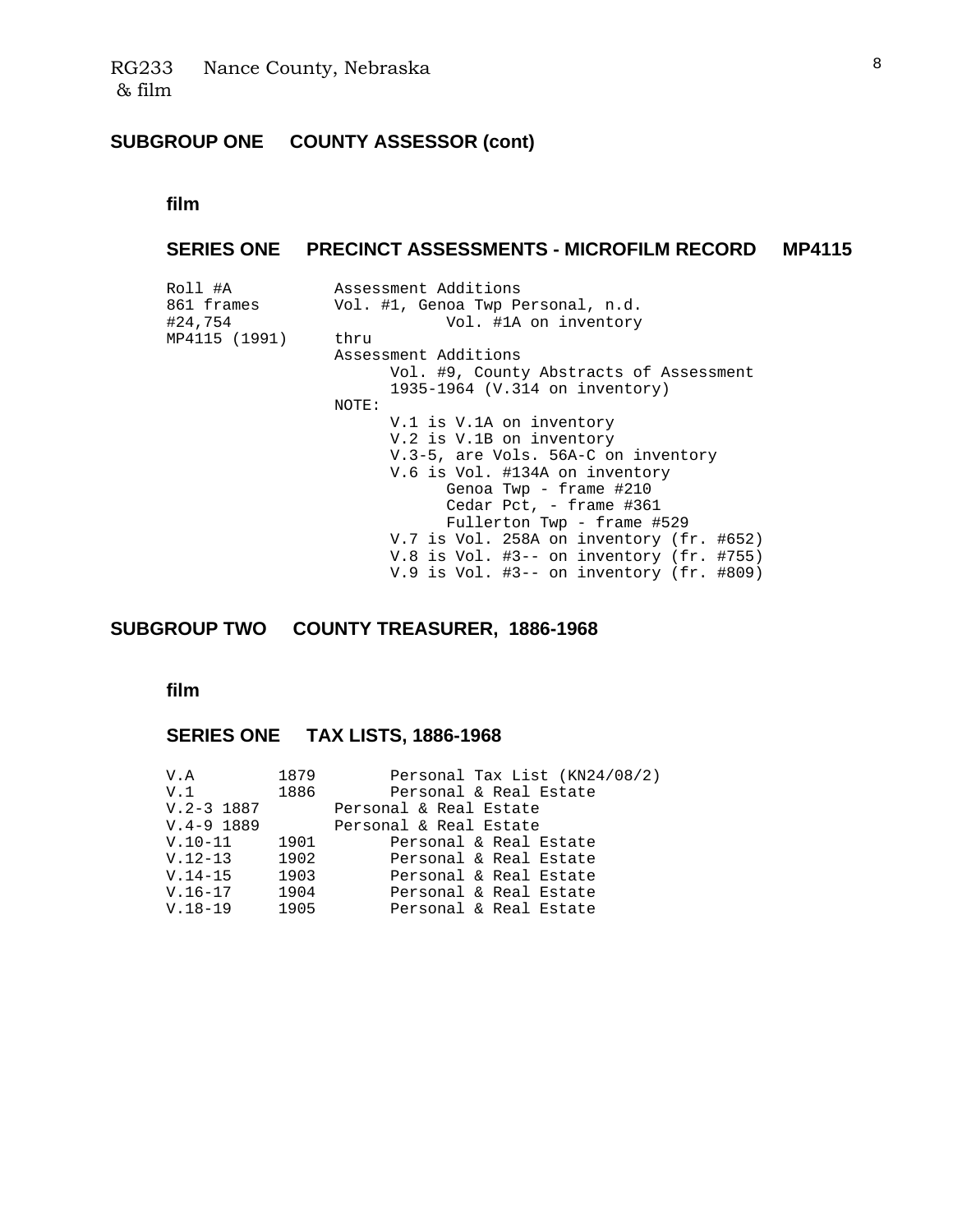RG233 Nance County, Nebraska
& film

## SUBGROUP ONE COUNTY ASSESSOR (cont)

### film

### SERIES ONE PRECINCT ASSESSMENTS - MICROFILM RECORD MP4115

```
Roll #A           Assessment Additions
861 frames        Vol. #1, Genoa Twp Personal, n.d.
#24,754                 Vol. #1A on inventory
MP4115 (1991)     thru
                  Assessment Additions
                        Vol. #9, County Abstracts of Assessment
                        1935-1964 (V.314 on inventory)
                  NOTE:
                        V.1 is V.1A on inventory
                        V.2 is V.1B on inventory
                        V.3-5, are Vols. 56A-C on inventory
                        V.6 is Vol. #134A on inventory
                              Genoa Twp - frame #210
                              Cedar Pct, - frame #361
                              Fullerton Twp - frame #529
                        V.7 is Vol. 258A on inventory (fr. #652)
                        V.8 is Vol. #3-- on inventory (fr. #755)
                        V.9 is Vol. #3-- on inventory (fr. #809)
```

## SUBGROUP TWO COUNTY TREASURER, 1886-1968

### film

### SERIES ONE TAX LISTS, 1886-1968

```
V.A        1879      Personal Tax List (KN24/08/2)
V.1        1886      Personal & Real Estate
V.2-3 1887           Personal & Real Estate
V.4-9 1889           Personal & Real Estate
V.10-11    1901      Personal & Real Estate
V.12-13    1902      Personal & Real Estate
V.14-15    1903      Personal & Real Estate
V.16-17    1904      Personal & Real Estate
V.18-19    1905      Personal & Real Estate
```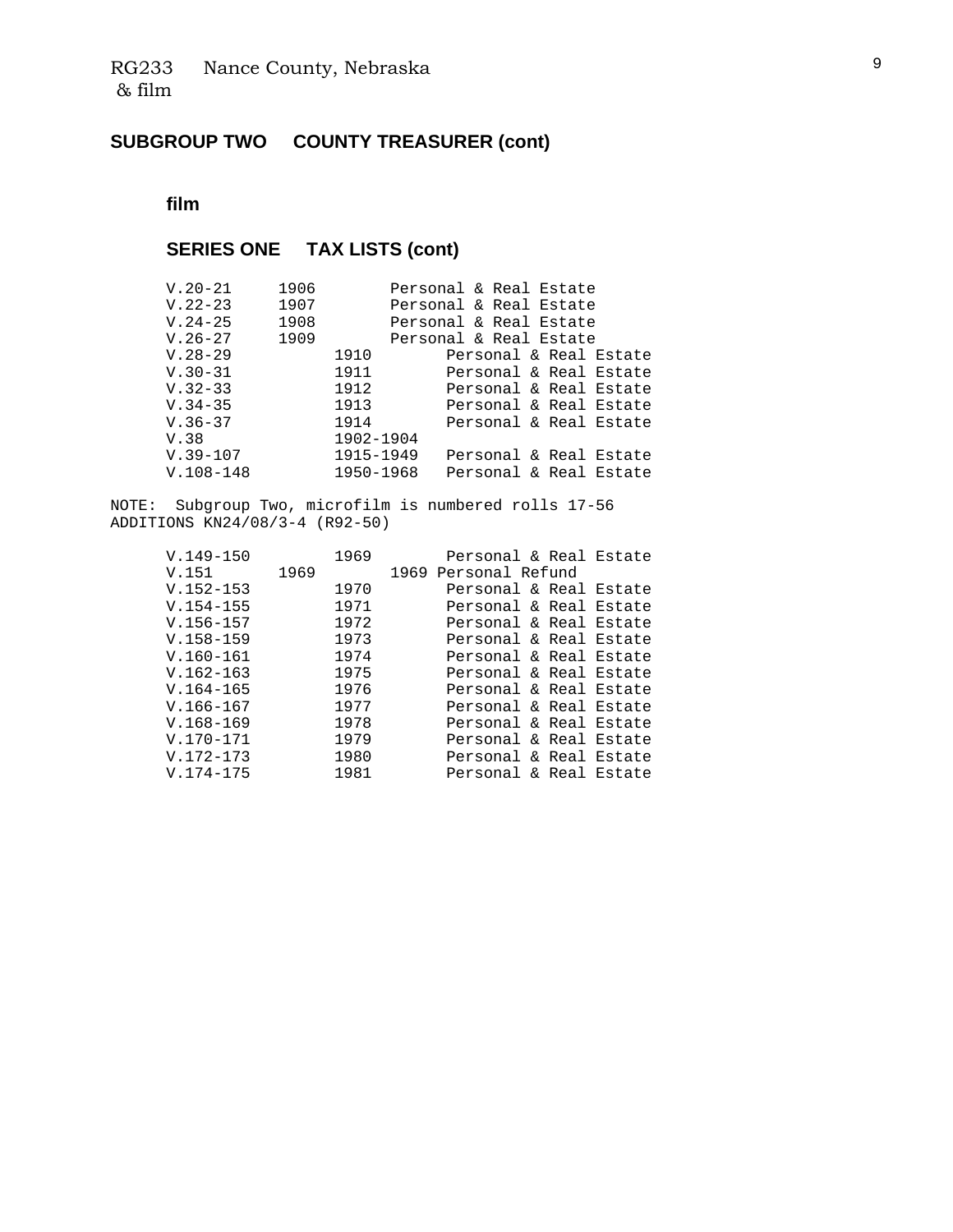RG233 Nance County, Nebraska
& film

## SUBGROUP TWO COUNTY TREASURER (cont)

### film

### SERIES ONE TAX LISTS (cont)

| | | |
|---|---|---|
| V.20-21 | 1906 | Personal & Real Estate |
| V.22-23 | 1907 | Personal & Real Estate |
| V.24-25 | 1908 | Personal & Real Estate |
| V.26-27 | 1909 | Personal & Real Estate |
| V.28-29 | 1910 | Personal & Real Estate |
| V.30-31 | 1911 | Personal & Real Estate |
| V.32-33 | 1912 | Personal & Real Estate |
| V.34-35 | 1913 | Personal & Real Estate |
| V.36-37 | 1914 | Personal & Real Estate |
| V.38 | 1902-1904 | |
| V.39-107 | 1915-1949 | Personal & Real Estate |
| V.108-148 | 1950-1968 | Personal & Real Estate |

NOTE: Subgroup Two, microfilm is numbered rolls 17-56
ADDITIONS KN24/08/3-4 (R92-50)

| | | |
|---|---|---|
| V.149-150 | 1969 | Personal & Real Estate |
| V.151 | 1969 | 1969 Personal Refund |
| V.152-153 | 1970 | Personal & Real Estate |
| V.154-155 | 1971 | Personal & Real Estate |
| V.156-157 | 1972 | Personal & Real Estate |
| V.158-159 | 1973 | Personal & Real Estate |
| V.160-161 | 1974 | Personal & Real Estate |
| V.162-163 | 1975 | Personal & Real Estate |
| V.164-165 | 1976 | Personal & Real Estate |
| V.166-167 | 1977 | Personal & Real Estate |
| V.168-169 | 1978 | Personal & Real Estate |
| V.170-171 | 1979 | Personal & Real Estate |
| V.172-173 | 1980 | Personal & Real Estate |
| V.174-175 | 1981 | Personal & Real Estate |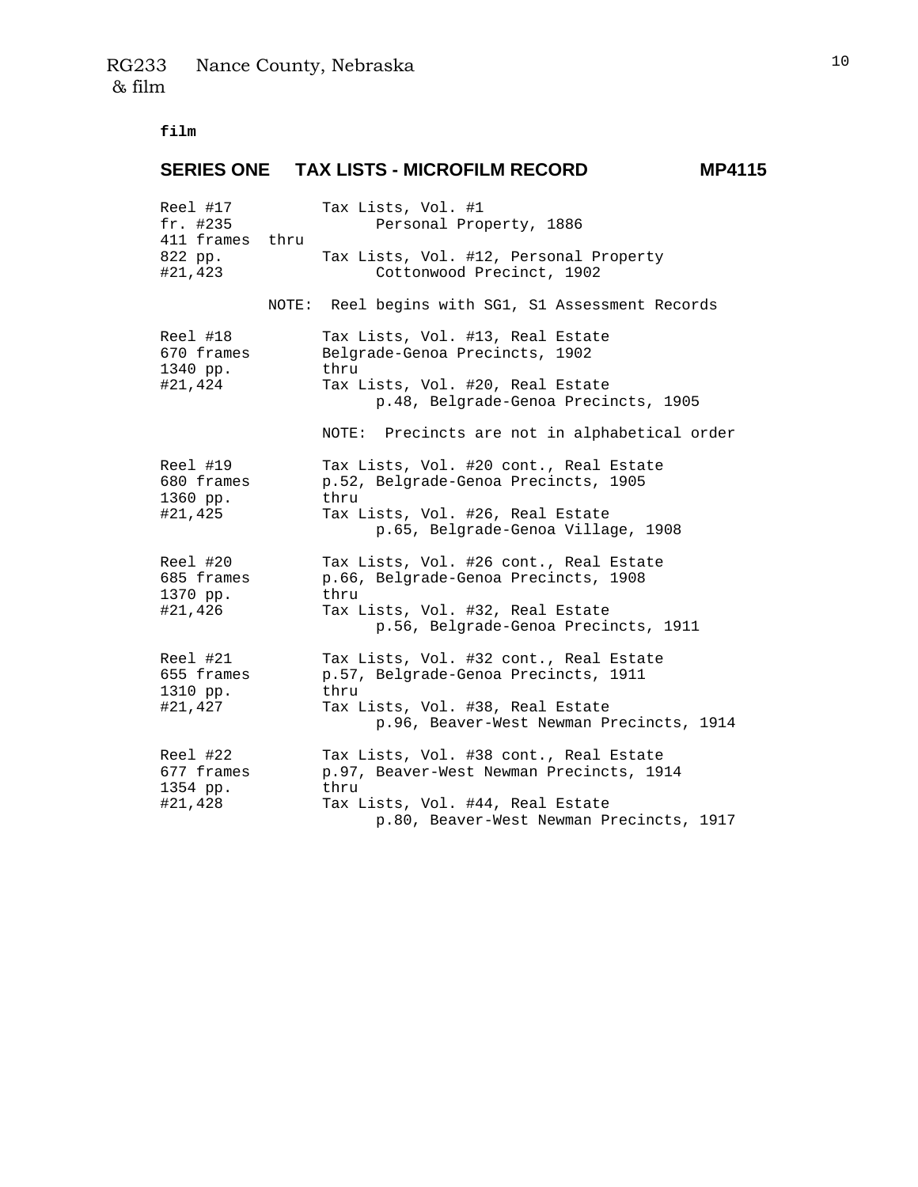**film**

## SERIES ONE TAX LISTS - MICROFILM RECORD MP4115

```
Reel #17          Tax Lists, Vol. #1
fr. #235                Personal Property, 1886
411 frames  thru
822 pp.           Tax Lists, Vol. #12, Personal Property
#21,423                 Cottonwood Precinct, 1902

            NOTE:  Reel begins with SG1, S1 Assessment Records

Reel #18          Tax Lists, Vol. #13, Real Estate
670 frames        Belgrade-Genoa Precincts, 1902
1340 pp.          thru
#21,424           Tax Lists, Vol. #20, Real Estate
                        p.48, Belgrade-Genoa Precincts, 1905

                  NOTE:  Precincts are not in alphabetical order

Reel #19          Tax Lists, Vol. #20 cont., Real Estate
680 frames        p.52, Belgrade-Genoa Precincts, 1905
1360 pp.          thru
#21,425           Tax Lists, Vol. #26, Real Estate
                        p.65, Belgrade-Genoa Village, 1908

Reel #20          Tax Lists, Vol. #26 cont., Real Estate
685 frames        p.66, Belgrade-Genoa Precincts, 1908
1370 pp.          thru
#21,426           Tax Lists, Vol. #32, Real Estate
                        p.56, Belgrade-Genoa Precincts, 1911

Reel #21          Tax Lists, Vol. #32 cont., Real Estate
655 frames        p.57, Belgrade-Genoa Precincts, 1911
1310 pp.          thru
#21,427           Tax Lists, Vol. #38, Real Estate
                        p.96, Beaver-West Newman Precincts, 1914

Reel #22          Tax Lists, Vol. #38 cont., Real Estate
677 frames        p.97, Beaver-West Newman Precincts, 1914
1354 pp.          thru
#21,428           Tax Lists, Vol. #44, Real Estate
                        p.80, Beaver-West Newman Precincts, 1917
```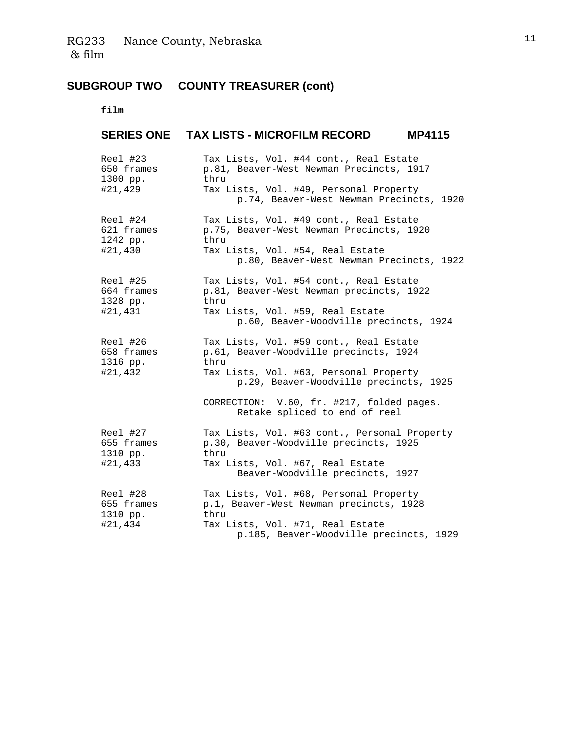RG233 Nance County, Nebraska
& film

## SUBGROUP TWO COUNTY TREASURER (cont)

**film**

### SERIES ONE TAX LISTS - MICROFILM RECORD MP4115

Reel #23
650 frames
1300 pp.
#21,429

Tax Lists, Vol. #44 cont., Real Estate
p.81, Beaver-West Newman Precincts, 1917
thru
Tax Lists, Vol. #49, Personal Property
p.74, Beaver-West Newman Precincts, 1920

Reel #24
621 frames
1242 pp.
#21,430

Tax Lists, Vol. #49 cont., Real Estate
p.75, Beaver-West Newman Precincts, 1920
thru
Tax Lists, Vol. #54, Real Estate
p.80, Beaver-West Newman Precincts, 1922

Reel #25
664 frames
1328 pp.
#21,431

Tax Lists, Vol. #54 cont., Real Estate
p.81, Beaver-West Newman precincts, 1922
thru
Tax Lists, Vol. #59, Real Estate
p.60, Beaver-Woodville precincts, 1924

Reel #26
658 frames
1316 pp.
#21,432

Tax Lists, Vol. #59 cont., Real Estate
p.61, Beaver-Woodville precincts, 1924
thru
Tax Lists, Vol. #63, Personal Property
p.29, Beaver-Woodville precincts, 1925

CORRECTION: V.60, fr. #217, folded pages.
Retake spliced to end of reel

Reel #27
655 frames
1310 pp.
#21,433

Tax Lists, Vol. #63 cont., Personal Property
p.30, Beaver-Woodville precincts, 1925
thru
Tax Lists, Vol. #67, Real Estate
Beaver-Woodville precincts, 1927

Reel #28
655 frames
1310 pp.
#21,434

Tax Lists, Vol. #68, Personal Property
p.1, Beaver-West Newman precincts, 1928
thru
Tax Lists, Vol. #71, Real Estate
p.185, Beaver-Woodville precincts, 1929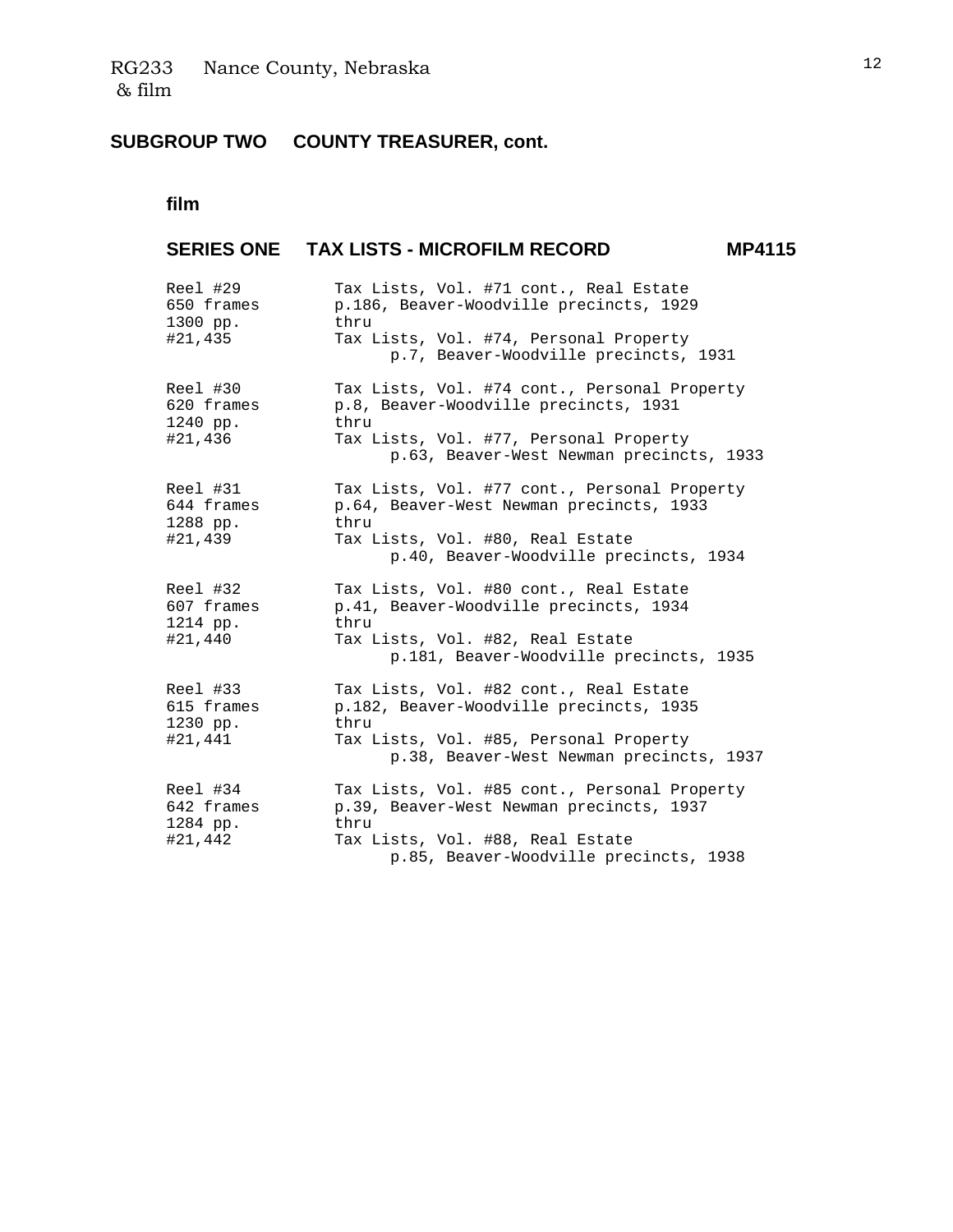RG233 Nance County, Nebraska
& film

## SUBGROUP TWO COUNTY TREASURER, cont.

### film

### SERIES ONE TAX LISTS - MICROFILM RECORD MP4115

| | |
|---|---|
| Reel #29<br>650 frames<br>1300 pp.<br>#21,435 | Tax Lists, Vol. #71 cont., Real Estate<br>p.186, Beaver-Woodville precincts, 1929<br>thru<br>Tax Lists, Vol. #74, Personal Property<br>p.7, Beaver-Woodville precincts, 1931 |
| Reel #30<br>620 frames<br>1240 pp.<br>#21,436 | Tax Lists, Vol. #74 cont., Personal Property<br>p.8, Beaver-Woodville precincts, 1931<br>thru<br>Tax Lists, Vol. #77, Personal Property<br>p.63, Beaver-West Newman precincts, 1933 |
| Reel #31<br>644 frames<br>1288 pp.<br>#21,439 | Tax Lists, Vol. #77 cont., Personal Property<br>p.64, Beaver-West Newman precincts, 1933<br>thru<br>Tax Lists, Vol. #80, Real Estate<br>p.40, Beaver-Woodville precincts, 1934 |
| Reel #32<br>607 frames<br>1214 pp.<br>#21,440 | Tax Lists, Vol. #80 cont., Real Estate<br>p.41, Beaver-Woodville precincts, 1934<br>thru<br>Tax Lists, Vol. #82, Real Estate<br>p.181, Beaver-Woodville precincts, 1935 |
| Reel #33<br>615 frames<br>1230 pp.<br>#21,441 | Tax Lists, Vol. #82 cont., Real Estate<br>p.182, Beaver-Woodville precincts, 1935<br>thru<br>Tax Lists, Vol. #85, Personal Property<br>p.38, Beaver-West Newman precincts, 1937 |
| Reel #34<br>642 frames<br>1284 pp.<br>#21,442 | Tax Lists, Vol. #85 cont., Personal Property<br>p.39, Beaver-West Newman precincts, 1937<br>thru<br>Tax Lists, Vol. #88, Real Estate<br>p.85, Beaver-Woodville precincts, 1938 |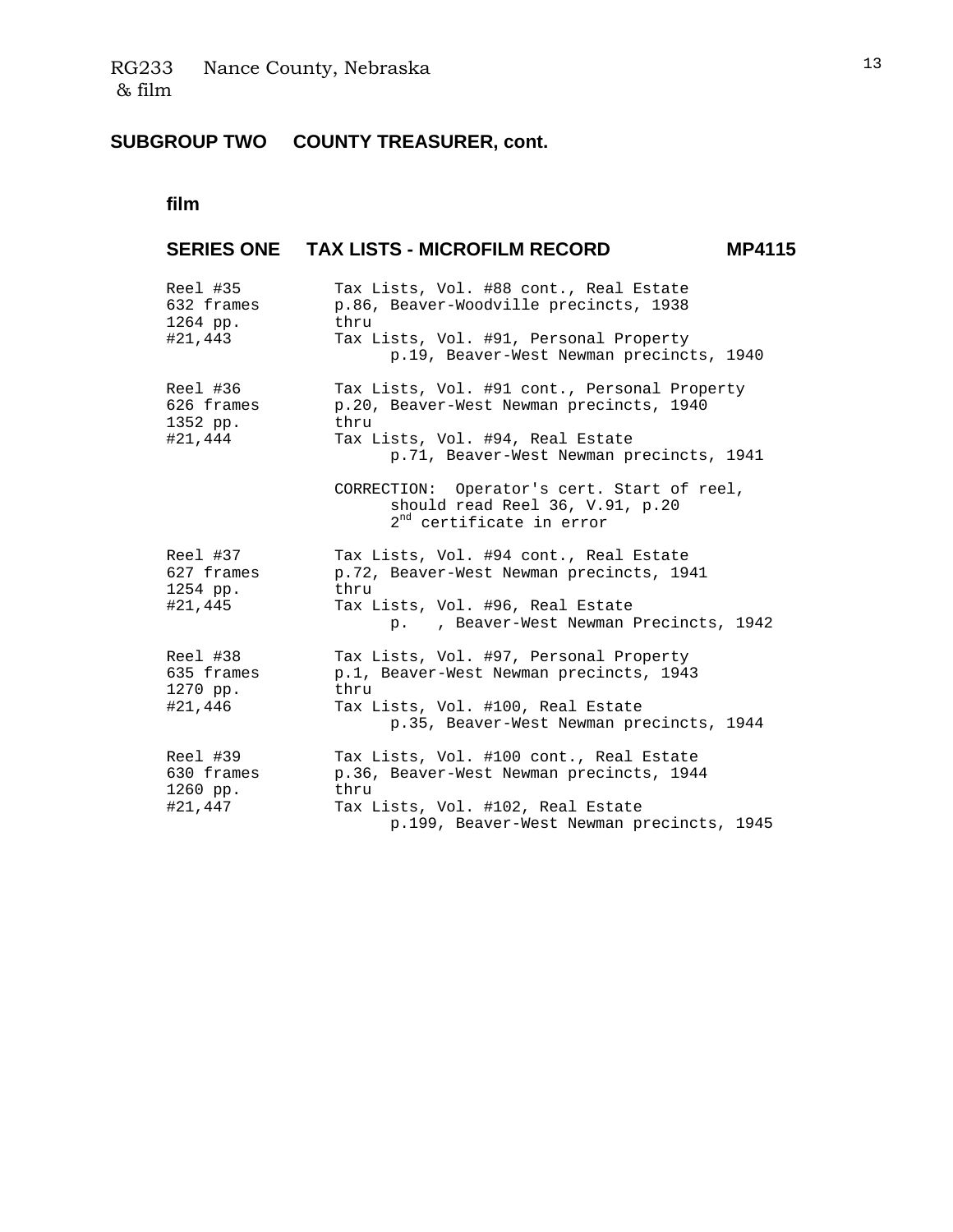RG233 Nance County, Nebraska
& film

## SUBGROUP TWO COUNTY TREASURER, cont.

### film

### SERIES ONE TAX LISTS - MICROFILM RECORD MP4115

| | |
|---|---|
| Reel #35<br>632 frames<br>1264 pp.<br>#21,443 | Tax Lists, Vol. #88 cont., Real Estate<br>p.86, Beaver-Woodville precincts, 1938<br>thru<br>Tax Lists, Vol. #91, Personal Property<br>p.19, Beaver-West Newman precincts, 1940 |
| Reel #36<br>626 frames<br>1352 pp.<br>#21,444 | Tax Lists, Vol. #91 cont., Personal Property<br>p.20, Beaver-West Newman precincts, 1940<br>thru<br>Tax Lists, Vol. #94, Real Estate<br>p.71, Beaver-West Newman precincts, 1941<br><br>CORRECTION: Operator's cert. Start of reel, should read Reel 36, V.91, p.20<br>2nd certificate in error |
| Reel #37<br>627 frames<br>1254 pp.<br>#21,445 | Tax Lists, Vol. #94 cont., Real Estate<br>p.72, Beaver-West Newman precincts, 1941<br>thru<br>Tax Lists, Vol. #96, Real Estate<br>p. , Beaver-West Newman Precincts, 1942 |
| Reel #38<br>635 frames<br>1270 pp.<br>#21,446 | Tax Lists, Vol. #97, Personal Property<br>p.1, Beaver-West Newman precincts, 1943<br>thru<br>Tax Lists, Vol. #100, Real Estate<br>p.35, Beaver-West Newman precincts, 1944 |
| Reel #39<br>630 frames<br>1260 pp.<br>#21,447 | Tax Lists, Vol. #100 cont., Real Estate<br>p.36, Beaver-West Newman precincts, 1944<br>thru<br>Tax Lists, Vol. #102, Real Estate<br>p.199, Beaver-West Newman precincts, 1945 |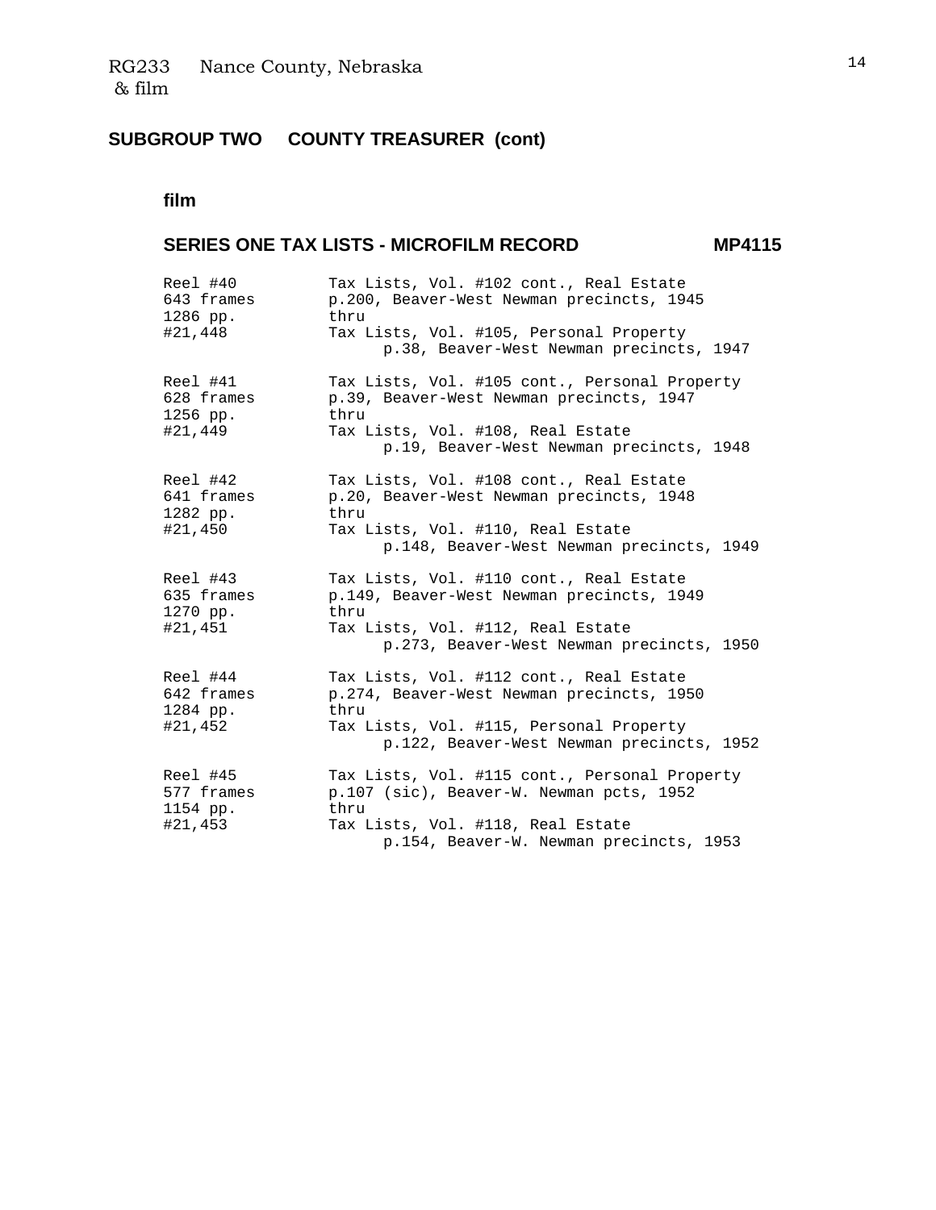RG233 Nance County, Nebraska
& film

## SUBGROUP TWO COUNTY TREASURER (cont)

### film

### SERIES ONE TAX LISTS - MICROFILM RECORD MP4115

| | |
|---|---|
| Reel #40<br>643 frames<br>1286 pp.<br>#21,448 | Tax Lists, Vol. #102 cont., Real Estate<br>p.200, Beaver-West Newman precincts, 1945<br>thru<br>Tax Lists, Vol. #105, Personal Property<br>p.38, Beaver-West Newman precincts, 1947 |
| Reel #41<br>628 frames<br>1256 pp.<br>#21,449 | Tax Lists, Vol. #105 cont., Personal Property<br>p.39, Beaver-West Newman precincts, 1947<br>thru<br>Tax Lists, Vol. #108, Real Estate<br>p.19, Beaver-West Newman precincts, 1948 |
| Reel #42<br>641 frames<br>1282 pp.<br>#21,450 | Tax Lists, Vol. #108 cont., Real Estate<br>p.20, Beaver-West Newman precincts, 1948<br>thru<br>Tax Lists, Vol. #110, Real Estate<br>p.148, Beaver-West Newman precincts, 1949 |
| Reel #43<br>635 frames<br>1270 pp.<br>#21,451 | Tax Lists, Vol. #110 cont., Real Estate<br>p.149, Beaver-West Newman precincts, 1949<br>thru<br>Tax Lists, Vol. #112, Real Estate<br>p.273, Beaver-West Newman precincts, 1950 |
| Reel #44<br>642 frames<br>1284 pp.<br>#21,452 | Tax Lists, Vol. #112 cont., Real Estate<br>p.274, Beaver-West Newman precincts, 1950<br>thru<br>Tax Lists, Vol. #115, Personal Property<br>p.122, Beaver-West Newman precincts, 1952 |
| Reel #45<br>577 frames<br>1154 pp.<br>#21,453 | Tax Lists, Vol. #115 cont., Personal Property<br>p.107 (sic), Beaver-W. Newman pcts, 1952<br>thru<br>Tax Lists, Vol. #118, Real Estate<br>p.154, Beaver-W. Newman precincts, 1953 |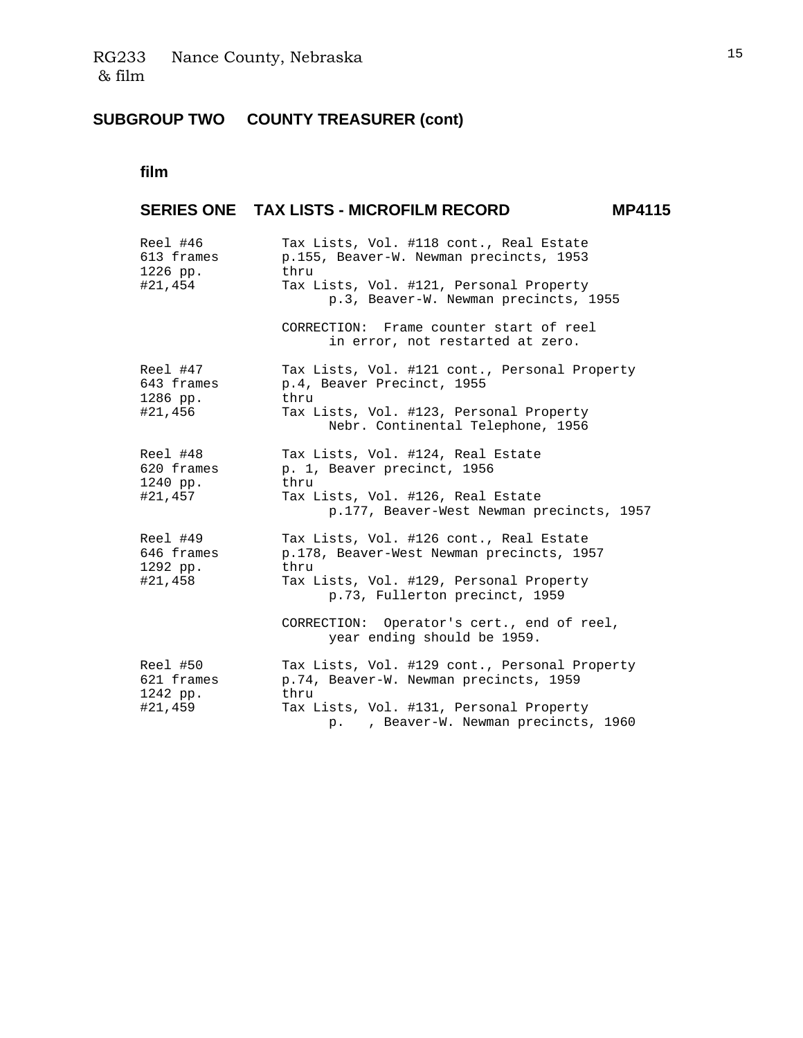RG233 Nance County, Nebraska
& film

## SUBGROUP TWO COUNTY TREASURER (cont)

### film

### SERIES ONE TAX LISTS - MICROFILM RECORD MP4115

| | |
|---|---|
| Reel #46<br>613 frames<br>1226 pp.<br>#21,454 | Tax Lists, Vol. #118 cont., Real Estate<br>p.155, Beaver-W. Newman precincts, 1953<br>thru<br>Tax Lists, Vol. #121, Personal Property<br>p.3, Beaver-W. Newman precincts, 1955<br><br>CORRECTION: Frame counter start of reel in error, not restarted at zero. |
| Reel #47<br>643 frames<br>1286 pp.<br>#21,456 | Tax Lists, Vol. #121 cont., Personal Property<br>p.4, Beaver Precinct, 1955<br>thru<br>Tax Lists, Vol. #123, Personal Property<br>Nebr. Continental Telephone, 1956 |
| Reel #48<br>620 frames<br>1240 pp.<br>#21,457 | Tax Lists, Vol. #124, Real Estate<br>p. 1, Beaver precinct, 1956<br>thru<br>Tax Lists, Vol. #126, Real Estate<br>p.177, Beaver-West Newman precincts, 1957 |
| Reel #49<br>646 frames<br>1292 pp.<br>#21,458 | Tax Lists, Vol. #126 cont., Real Estate<br>p.178, Beaver-West Newman precincts, 1957<br>thru<br>Tax Lists, Vol. #129, Personal Property<br>p.73, Fullerton precinct, 1959<br><br>CORRECTION: Operator's cert., end of reel, year ending should be 1959. |
| Reel #50<br>621 frames<br>1242 pp.<br>#21,459 | Tax Lists, Vol. #129 cont., Personal Property<br>p.74, Beaver-W. Newman precincts, 1959<br>thru<br>Tax Lists, Vol. #131, Personal Property<br>p. , Beaver-W. Newman precincts, 1960 |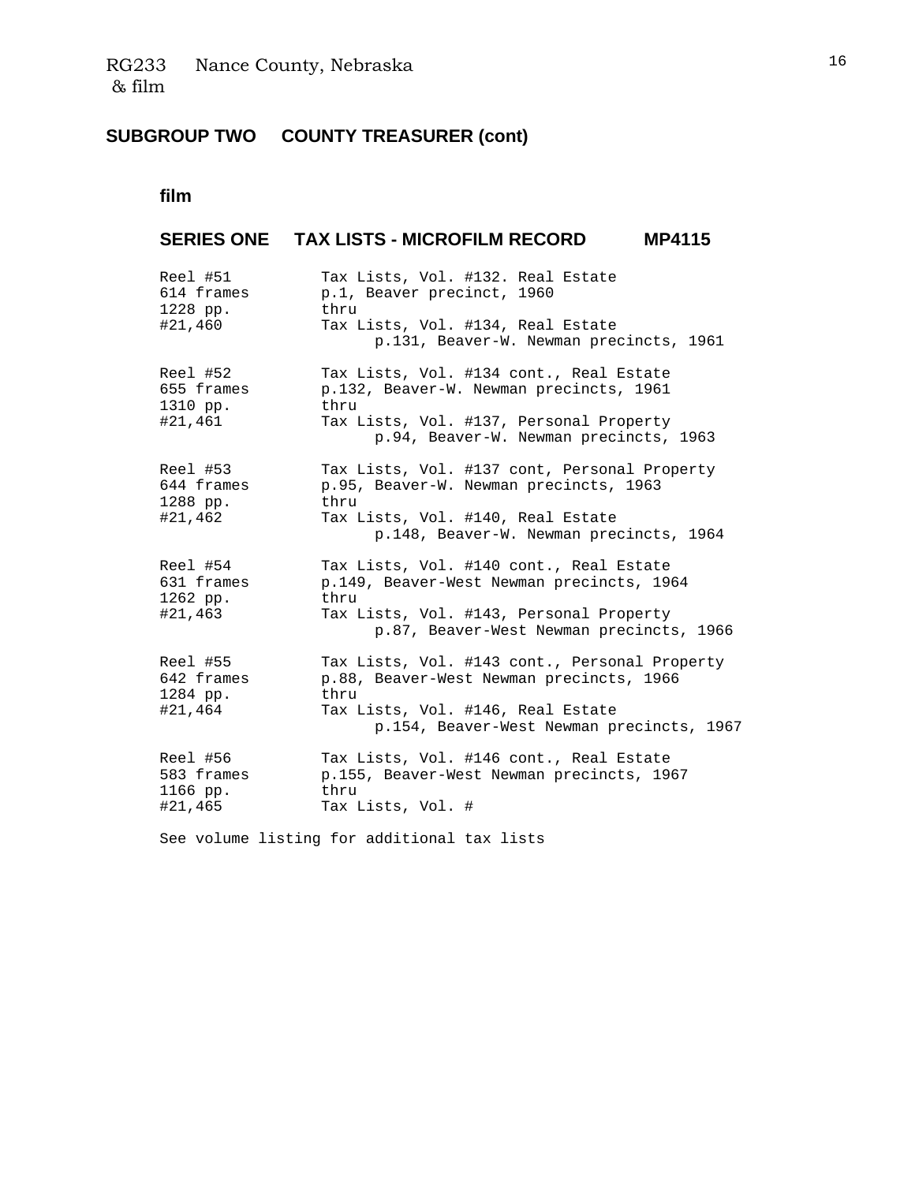## SUBGROUP TWO COUNTY TREASURER (cont)

### film

### SERIES ONE TAX LISTS - MICROFILM RECORD MP4115

| | |
|---|---|
| Reel #51<br>614 frames<br>1228 pp.<br>#21,460 | Tax Lists, Vol. #132. Real Estate<br>p.1, Beaver precinct, 1960<br>thru<br>Tax Lists, Vol. #134, Real Estate<br>p.131, Beaver-W. Newman precincts, 1961 |
| Reel #52<br>655 frames<br>1310 pp.<br>#21,461 | Tax Lists, Vol. #134 cont., Real Estate<br>p.132, Beaver-W. Newman precincts, 1961<br>thru<br>Tax Lists, Vol. #137, Personal Property<br>p.94, Beaver-W. Newman precincts, 1963 |
| Reel #53<br>644 frames<br>1288 pp.<br>#21,462 | Tax Lists, Vol. #137 cont, Personal Property<br>p.95, Beaver-W. Newman precincts, 1963<br>thru<br>Tax Lists, Vol. #140, Real Estate<br>p.148, Beaver-W. Newman precincts, 1964 |
| Reel #54<br>631 frames<br>1262 pp.<br>#21,463 | Tax Lists, Vol. #140 cont., Real Estate<br>p.149, Beaver-West Newman precincts, 1964<br>thru<br>Tax Lists, Vol. #143, Personal Property<br>p.87, Beaver-West Newman precincts, 1966 |
| Reel #55<br>642 frames<br>1284 pp.<br>#21,464 | Tax Lists, Vol. #143 cont., Personal Property<br>p.88, Beaver-West Newman precincts, 1966<br>thru<br>Tax Lists, Vol. #146, Real Estate<br>p.154, Beaver-West Newman precincts, 1967 |
| Reel #56<br>583 frames<br>1166 pp.<br>#21,465 | Tax Lists, Vol. #146 cont., Real Estate<br>p.155, Beaver-West Newman precincts, 1967<br>thru<br>Tax Lists, Vol. # |

See volume listing for additional tax lists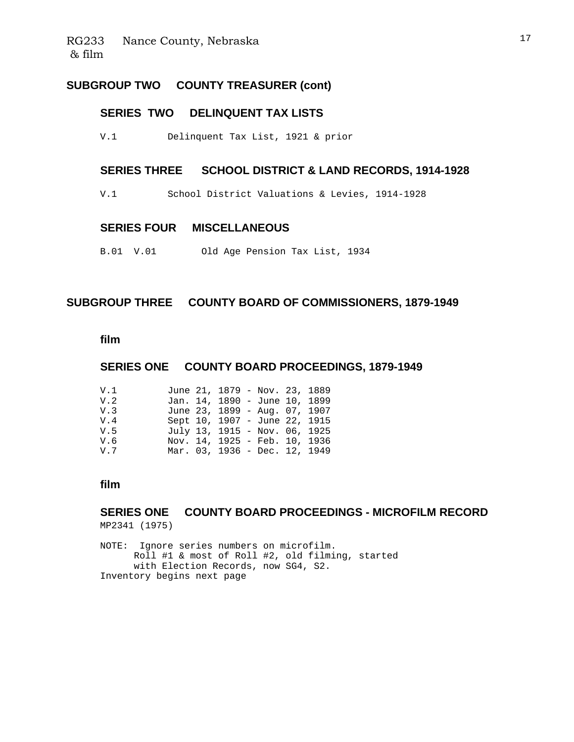## SUBGROUP TWO COUNTY TREASURER (cont)

### SERIES TWO DELINQUENT TAX LISTS

V.1 Delinquent Tax List, 1921 & prior

### SERIES THREE SCHOOL DISTRICT & LAND RECORDS, 1914-1928

V.1 School District Valuations & Levies, 1914-1928

### SERIES FOUR MISCELLANEOUS

B.01 V.01 Old Age Pension Tax List, 1934

## SUBGROUP THREE COUNTY BOARD OF COMMISSIONERS, 1879-1949

**film**

### SERIES ONE COUNTY BOARD PROCEEDINGS, 1879-1949

| | |
|---|---|
| V.1 | June 21, 1879 - Nov. 23, 1889 |
| V.2 | Jan. 14, 1890 - June 10, 1899 |
| V.3 | June 23, 1899 - Aug. 07, 1907 |
| V.4 | Sept 10, 1907 - June 22, 1915 |
| V.5 | July 13, 1915 - Nov. 06, 1925 |
| V.6 | Nov. 14, 1925 - Feb. 10, 1936 |
| V.7 | Mar. 03, 1936 - Dec. 12, 1949 |

**film**

### SERIES ONE COUNTY BOARD PROCEEDINGS - MICROFILM RECORD

MP2341 (1975)

NOTE: Ignore series numbers on microfilm.
Roll #1 & most of Roll #2, old filming, started with Election Records, now SG4, S2.
Inventory begins next page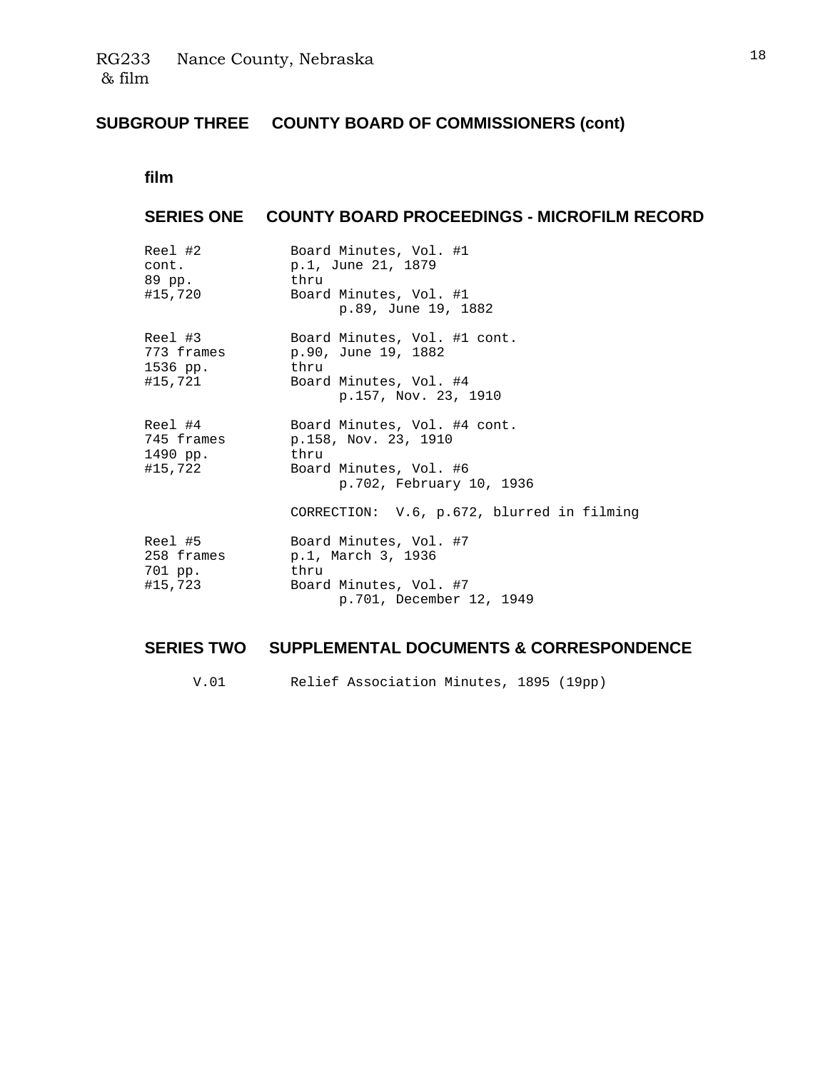RG233 Nance County, Nebraska
& film

## SUBGROUP THREE COUNTY BOARD OF COMMISSIONERS (cont)

### film

### SERIES ONE COUNTY BOARD PROCEEDINGS - MICROFILM RECORD

```
Reel #2          Board Minutes, Vol. #1
cont.            p.1, June 21, 1879
89 pp.           thru
#15,720          Board Minutes, Vol. #1
                       p.89, June 19, 1882

Reel #3          Board Minutes, Vol. #1 cont.
773 frames       p.90, June 19, 1882
1536 pp.         thru
#15,721          Board Minutes, Vol. #4
                       p.157, Nov. 23, 1910

Reel #4          Board Minutes, Vol. #4 cont.
745 frames       p.158, Nov. 23, 1910
1490 pp.         thru
#15,722          Board Minutes, Vol. #6
                       p.702, February 10, 1936

                 CORRECTION:  V.6, p.672, blurred in filming

Reel #5          Board Minutes, Vol. #7
258 frames       p.1, March 3, 1936
701 pp.          thru
#15,723          Board Minutes, Vol. #7
                       p.701, December 12, 1949
```

### SERIES TWO SUPPLEMENTAL DOCUMENTS & CORRESPONDENCE

V.01 Relief Association Minutes, 1895 (19pp)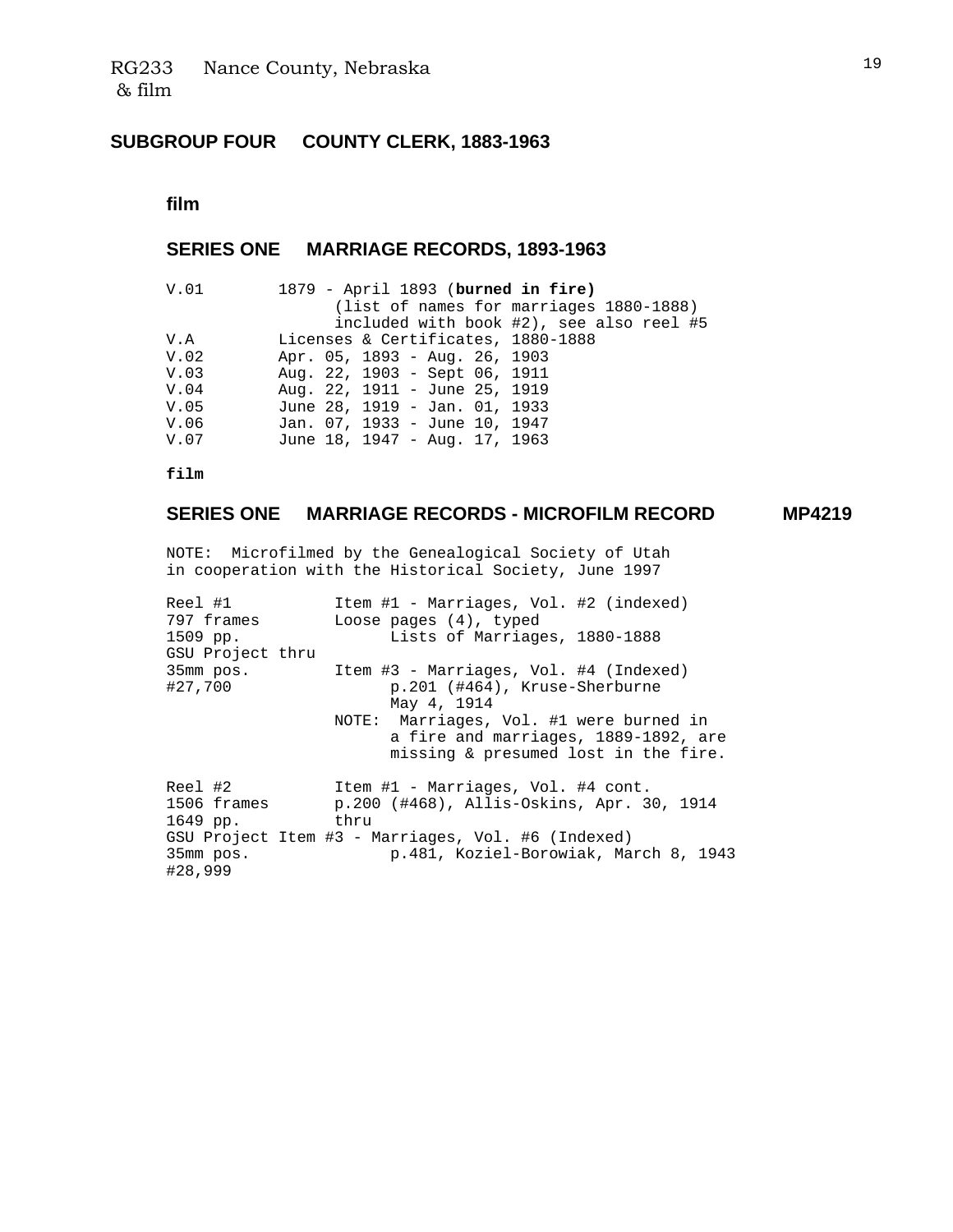## SUBGROUP FOUR COUNTY CLERK, 1883-1963

**film**

### SERIES ONE MARRIAGE RECORDS, 1893-1963

```
V.01        1879 - April 1893 (burned in fire)
                  (list of names for marriages 1880-1888)
                  included with book #2), see also reel #5
V.A         Licenses & Certificates, 1880-1888
V.02        Apr. 05, 1893 - Aug. 26, 1903
V.03        Aug. 22, 1903 - Sept 06, 1911
V.04        Aug. 22, 1911 - June 25, 1919
V.05        June 28, 1919 - Jan. 01, 1933
V.06        Jan. 07, 1933 - June 10, 1947
V.07        June 18, 1947 - Aug. 17, 1963
```

**film**

### SERIES ONE MARRIAGE RECORDS - MICROFILM RECORD MP4219

NOTE: Microfilmed by the Genealogical Society of Utah in cooperation with the Historical Society, June 1997

```
Reel #1            Item #1 - Marriages, Vol. #2 (indexed)
797 frames         Loose pages (4), typed
1509 pp.                 Lists of Marriages, 1880-1888
GSU Project thru
35mm pos.          Item #3 - Marriages, Vol. #4 (Indexed)
#27,700                  p.201 (#464), Kruse-Sherburne
                         May 4, 1914
                   NOTE:  Marriages, Vol. #1 were burned in
                         a fire and marriages, 1889-1892, are
                         missing & presumed lost in the fire.

Reel #2            Item #1 - Marriages, Vol. #4 cont.
1506 frames        p.200 (#468), Allis-Oskins, Apr. 30, 1914
1649 pp.           thru
GSU Project Item #3 - Marriages, Vol. #6 (Indexed)
35mm pos.                p.481, Koziel-Borowiak, March 8, 1943
#28,999
```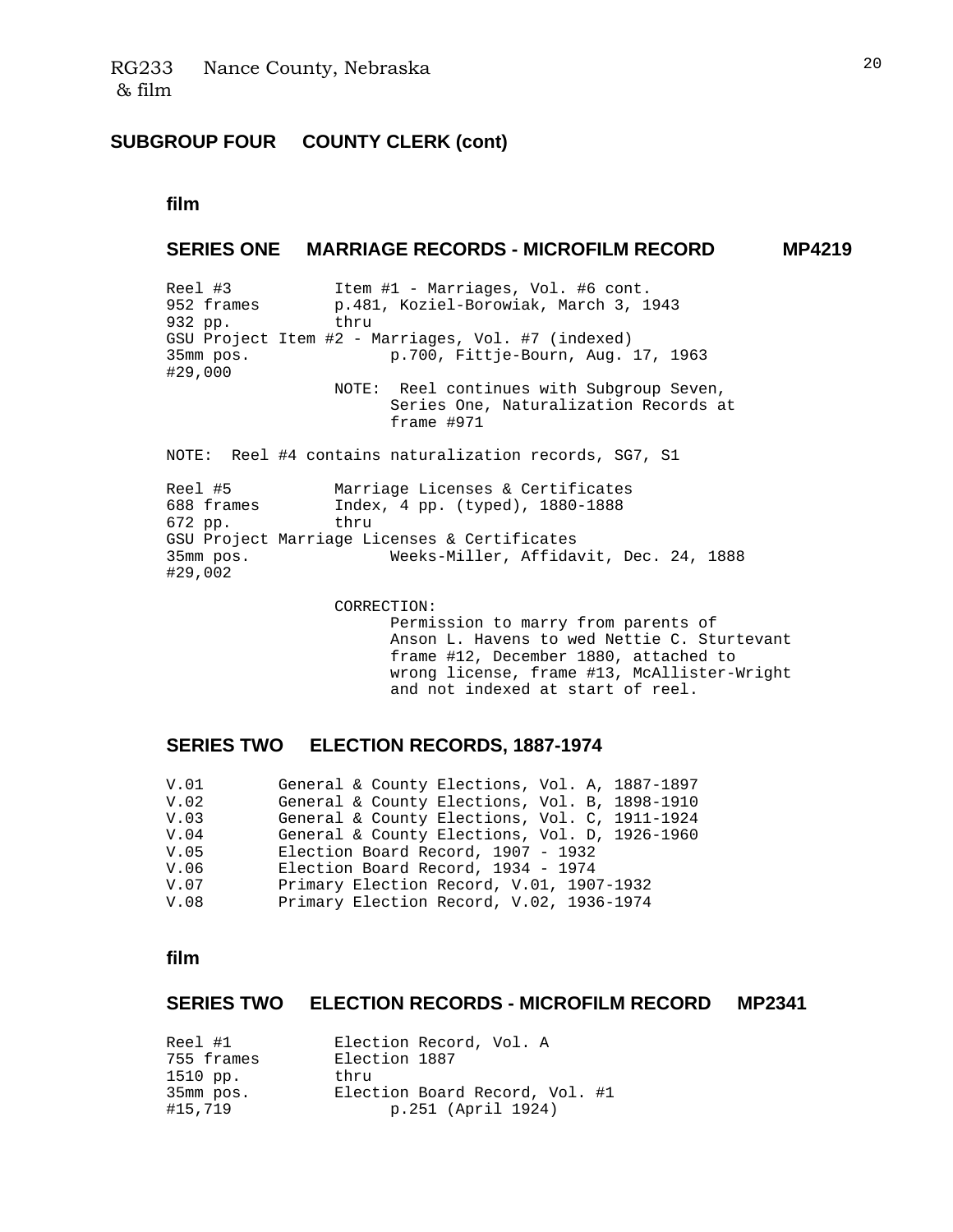RG233 Nance County, Nebraska
& film

## SUBGROUP FOUR COUNTY CLERK (cont)

### film

### SERIES ONE MARRIAGE RECORDS - MICROFILM RECORD MP4219

```
Reel #3           Item #1 - Marriages, Vol. #6 cont.
952 frames        p.481, Koziel-Borowiak, March 3, 1943
932 pp.           thru
GSU Project Item #2 - Marriages, Vol. #7 (indexed)
35mm pos.               p.700, Fittje-Bourn, Aug. 17, 1963
#29,000
                  NOTE:  Reel continues with Subgroup Seven,
                         Series One, Naturalization Records at
                         frame #971

NOTE:  Reel #4 contains naturalization records, SG7, S1

Reel #5           Marriage Licenses & Certificates
688 frames        Index, 4 pp. (typed), 1880-1888
672 pp.           thru
GSU Project Marriage Licenses & Certificates
35mm pos.               Weeks-Miller, Affidavit, Dec. 24, 1888
#29,002

                  CORRECTION:
                         Permission to marry from parents of
                         Anson L. Havens to wed Nettie C. Sturtevant
                         frame #12, December 1880, attached to
                         wrong license, frame #13, McAllister-Wright
                         and not indexed at start of reel.
```

### SERIES TWO ELECTION RECORDS, 1887-1974

```
V.01        General & County Elections, Vol. A, 1887-1897
V.02        General & County Elections, Vol. B, 1898-1910
V.03        General & County Elections, Vol. C, 1911-1924
V.04        General & County Elections, Vol. D, 1926-1960
V.05        Election Board Record, 1907 - 1932
V.06        Election Board Record, 1934 - 1974
V.07        Primary Election Record, V.01, 1907-1932
V.08        Primary Election Record, V.02, 1936-1974
```

### film

### SERIES TWO ELECTION RECORDS - MICROFILM RECORD MP2341

```
Reel #1           Election Record, Vol. A
755 frames        Election 1887
1510 pp.          thru
35mm pos.         Election Board Record, Vol. #1
#15,719                 p.251 (April 1924)
```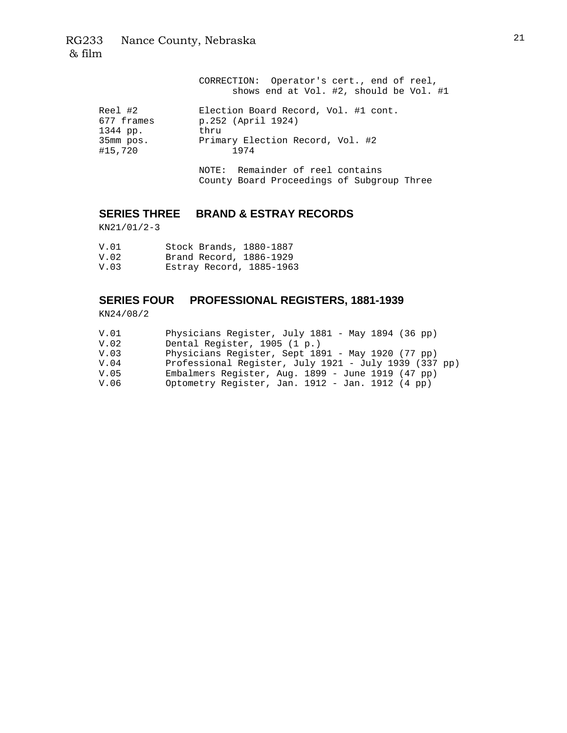CORRECTION: Operator's cert., end of reel, shows end at Vol. #2, should be Vol. #1

| | |
|---|---|
| Reel #2<br>677 frames<br>1344 pp.<br>35mm pos.<br>#15,720 | Election Board Record, Vol. #1 cont.<br>p.252 (April 1924)<br>thru<br>Primary Election Record, Vol. #2<br>1974 |

NOTE: Remainder of reel contains County Board Proceedings of Subgroup Three

## SERIES THREE BRAND & ESTRAY RECORDS

KN21/01/2-3

| | |
|---|---|
| V.01 | Stock Brands, 1880-1887 |
| V.02 | Brand Record, 1886-1929 |
| V.03 | Estray Record, 1885-1963 |

## SERIES FOUR PROFESSIONAL REGISTERS, 1881-1939

KN24/08/2

| | |
|---|---|
| V.01 | Physicians Register, July 1881 - May 1894 (36 pp) |
| V.02 | Dental Register, 1905 (1 p.) |
| V.03 | Physicians Register, Sept 1891 - May 1920 (77 pp) |
| V.04 | Professional Register, July 1921 - July 1939 (337 pp) |
| V.05 | Embalmers Register, Aug. 1899 - June 1919 (47 pp) |
| V.06 | Optometry Register, Jan. 1912 - Jan. 1912 (4 pp) |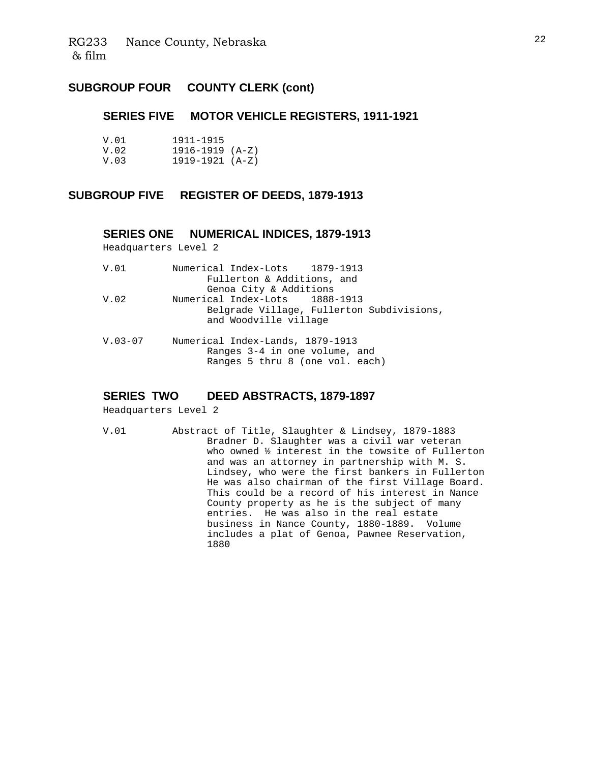RG233 Nance County, Nebraska
& film

## SUBGROUP FOUR COUNTY CLERK (cont)

### SERIES FIVE MOTOR VEHICLE REGISTERS, 1911-1921

| | |
|---|---|
| V.01 | 1911-1915 |
| V.02 | 1916-1919 (A-Z) |
| V.03 | 1919-1921 (A-Z) |

## SUBGROUP FIVE REGISTER OF DEEDS, 1879-1913

### SERIES ONE NUMERICAL INDICES, 1879-1913

Headquarters Level 2

V.01 Numerical Index-Lots 1879-1913
Fullerton & Additions, and
Genoa City & Additions

V.02 Numerical Index-Lots 1888-1913
Belgrade Village, Fullerton Subdivisions,
and Woodville village

V.03-07 Numerical Index-Lands, 1879-1913
Ranges 3-4 in one volume, and
Ranges 5 thru 8 (one vol. each)

### SERIES TWO DEED ABSTRACTS, 1879-1897

Headquarters Level 2

V.01 Abstract of Title, Slaughter & Lindsey, 1879-1883
Bradner D. Slaughter was a civil war veteran who owned ½ interest in the towsite of Fullerton and was an attorney in partnership with M. S. Lindsey, who were the first bankers in Fullerton He was also chairman of the first Village Board. This could be a record of his interest in Nance County property as he is the subject of many entries. He was also in the real estate business in Nance County, 1880-1889. Volume includes a plat of Genoa, Pawnee Reservation, 1880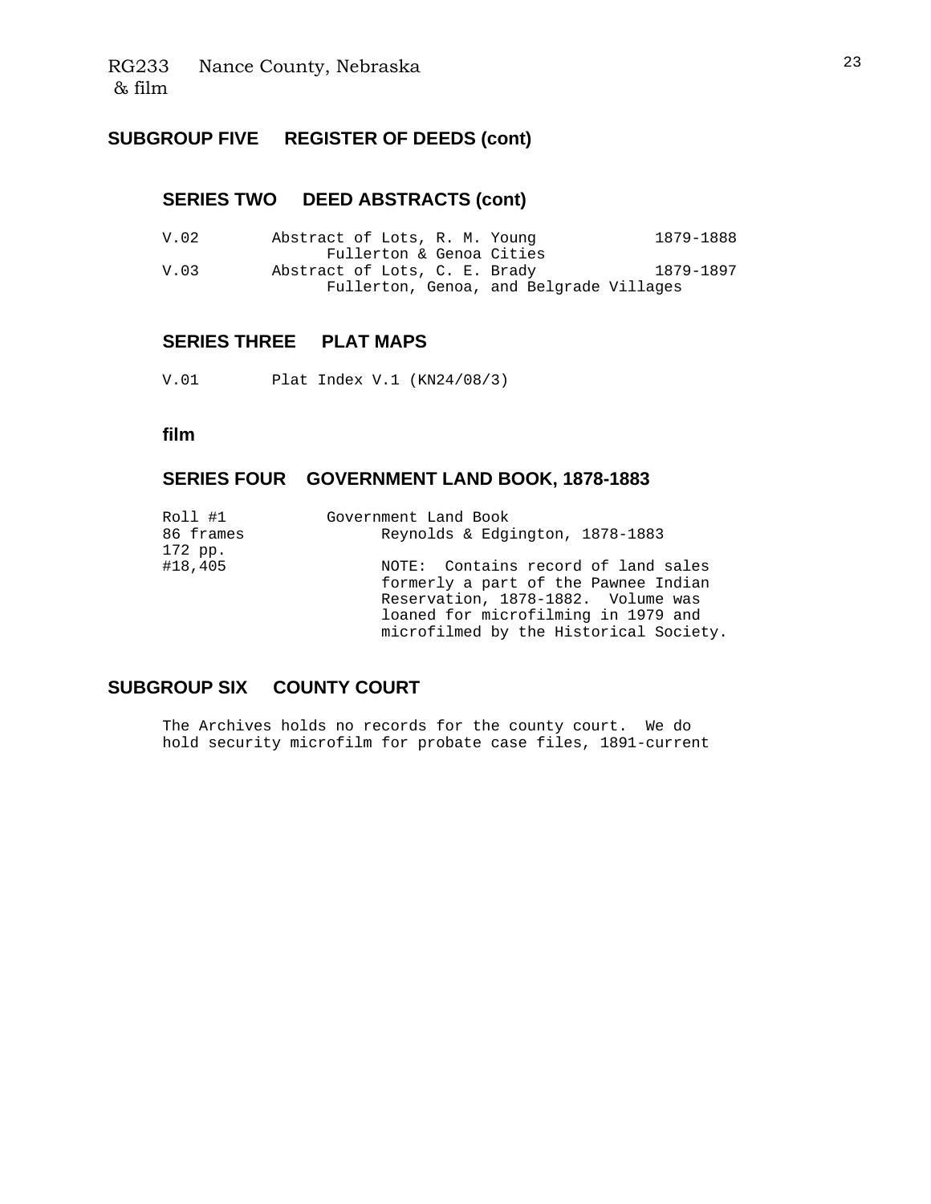## SUBGROUP FIVE REGISTER OF DEEDS (cont)

### SERIES TWO DEED ABSTRACTS (cont)

| | | |
|---|---|---|
| V.02 | Abstract of Lots, R. M. Young<br>Fullerton & Genoa Cities | 1879-1888 |
| V.03 | Abstract of Lots, C. E. Brady<br>Fullerton, Genoa, and Belgrade Villages | 1879-1897 |

### SERIES THREE PLAT MAPS

V.01 Plat Index V.1 (KN24/08/3)

**film**

### SERIES FOUR GOVERNMENT LAND BOOK, 1878-1883

| | |
|---|---|
| Roll #1<br>86 frames<br>172 pp.<br>#18,405 | Government Land Book<br>Reynolds & Edgington, 1878-1883<br><br>NOTE: Contains record of land sales formerly a part of the Pawnee Indian Reservation, 1878-1882. Volume was loaned for microfilming in 1979 and microfilmed by the Historical Society. |

## SUBGROUP SIX COUNTY COURT

The Archives holds no records for the county court. We do hold security microfilm for probate case files, 1891-current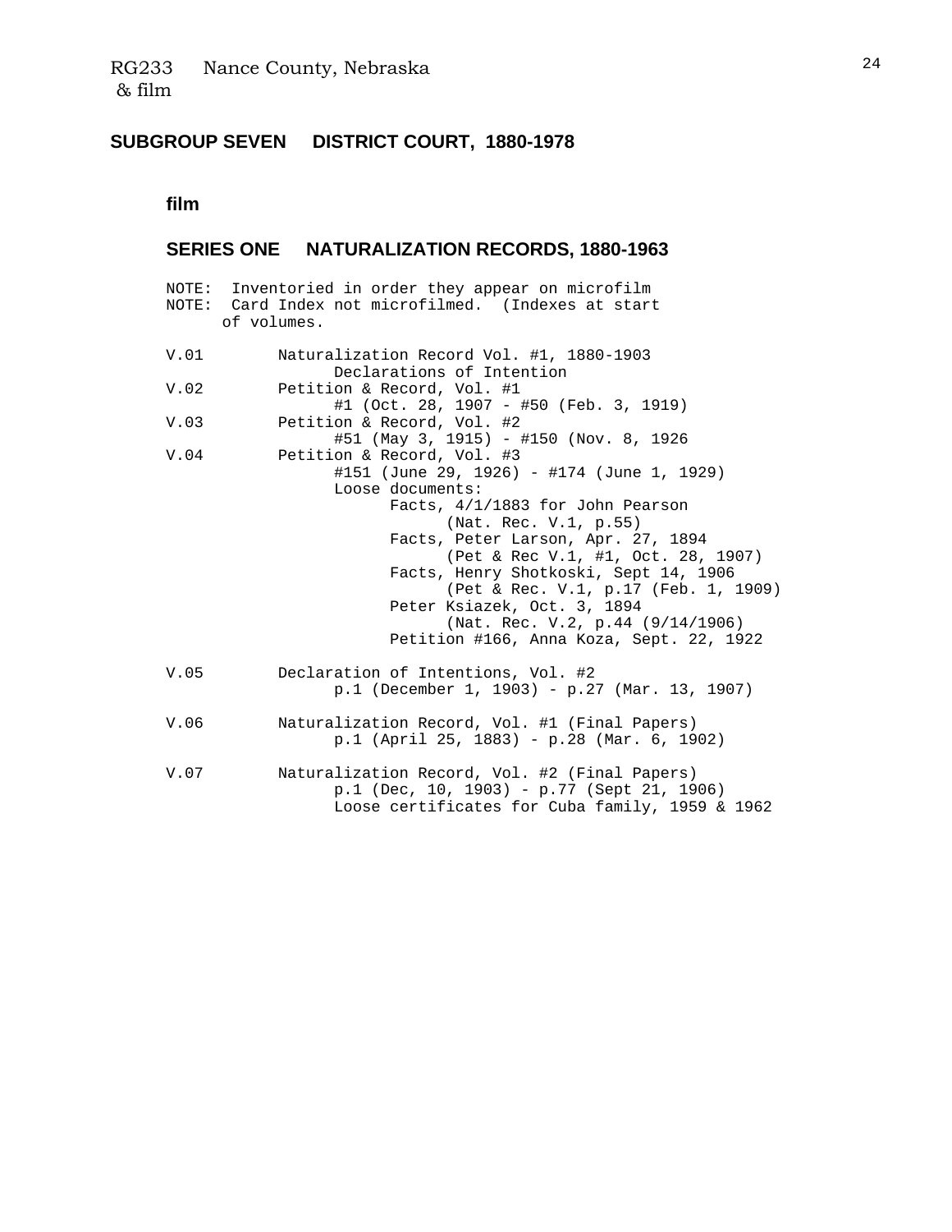## SUBGROUP SEVEN DISTRICT COURT, 1880-1978

### film

### SERIES ONE NATURALIZATION RECORDS, 1880-1963

NOTE: Inventoried in order they appear on microfilm
NOTE: Card Index not microfilmed. (Indexes at start of volumes.

V.01 Naturalization Record Vol. #1, 1880-1903
  Declarations of Intention

V.02 Petition & Record, Vol. #1
  #1 (Oct. 28, 1907 - #50 (Feb. 3, 1919)

V.03 Petition & Record, Vol. #2
  #51 (May 3, 1915) - #150 (Nov. 8, 1926

V.04 Petition & Record, Vol. #3
  #151 (June 29, 1926) - #174 (June 1, 1929)
  Loose documents:
    Facts, 4/1/1883 for John Pearson
      (Nat. Rec. V.1, p.55)
    Facts, Peter Larson, Apr. 27, 1894
      (Pet & Rec V.1, #1, Oct. 28, 1907)
    Facts, Henry Shotkoski, Sept 14, 1906
      (Pet & Rec. V.1, p.17 (Feb. 1, 1909)
    Peter Ksiazek, Oct. 3, 1894
      (Nat. Rec. V.2, p.44 (9/14/1906)
    Petition #166, Anna Koza, Sept. 22, 1922

V.05 Declaration of Intentions, Vol. #2
  p.1 (December 1, 1903) - p.27 (Mar. 13, 1907)

V.06 Naturalization Record, Vol. #1 (Final Papers)
  p.1 (April 25, 1883) - p.28 (Mar. 6, 1902)

V.07 Naturalization Record, Vol. #2 (Final Papers)
  p.1 (Dec, 10, 1903) - p.77 (Sept 21, 1906)
  Loose certificates for Cuba family, 1959 & 1962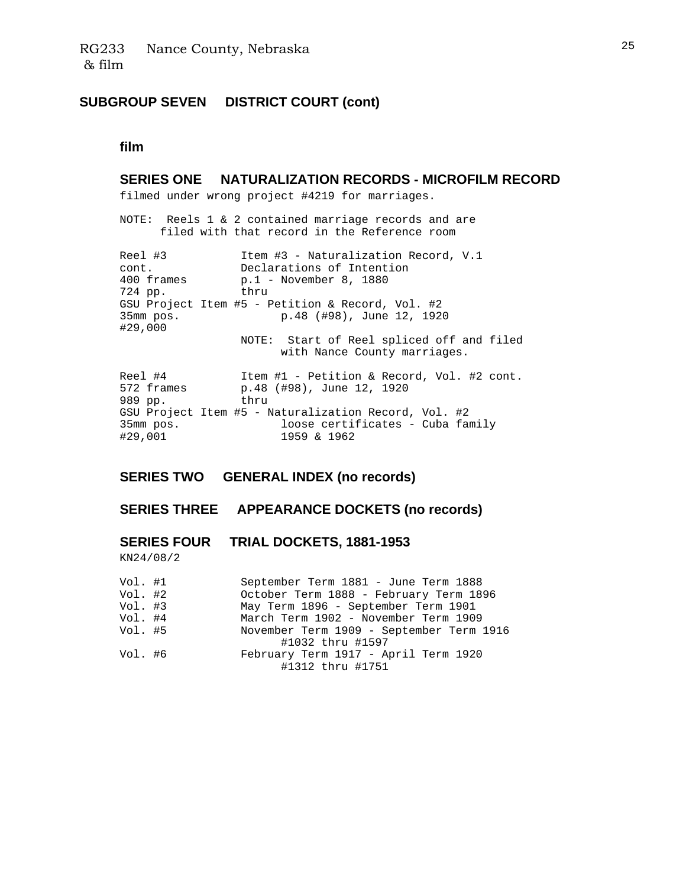RG233 Nance County, Nebraska
& film

## SUBGROUP SEVEN DISTRICT COURT (cont)

### film

### SERIES ONE NATURALIZATION RECORDS - MICROFILM RECORD

filmed under wrong project #4219 for marriages.

NOTE: Reels 1 & 2 contained marriage records and are filed with that record in the Reference room

```
Reel #3           Item #3 - Naturalization Record, V.1
cont.             Declarations of Intention
400 frames        p.1 - November 8, 1880
724 pp.           thru
GSU Project Item #5 - Petition & Record, Vol. #2
35mm pos.                p.48 (#98), June 12, 1920
#29,000
                  NOTE:  Start of Reel spliced off and filed
                         with Nance County marriages.

Reel #4           Item #1 - Petition & Record, Vol. #2 cont.
572 frames        p.48 (#98), June 12, 1920
989 pp.           thru
GSU Project Item #5 - Naturalization Record, Vol. #2
35mm pos.                loose certificates - Cuba family
#29,001                  1959 & 1962
```

### SERIES TWO GENERAL INDEX (no records)

### SERIES THREE APPEARANCE DOCKETS (no records)

### SERIES FOUR TRIAL DOCKETS, 1881-1953

KN24/08/2

```
Vol. #1           September Term 1881 - June Term 1888
Vol. #2           October Term 1888 - February Term 1896
Vol. #3           May Term 1896 - September Term 1901
Vol. #4           March Term 1902 - November Term 1909
Vol. #5           November Term 1909 - September Term 1916
                         #1032 thru #1597
Vol. #6           February Term 1917 - April Term 1920
                         #1312 thru #1751
```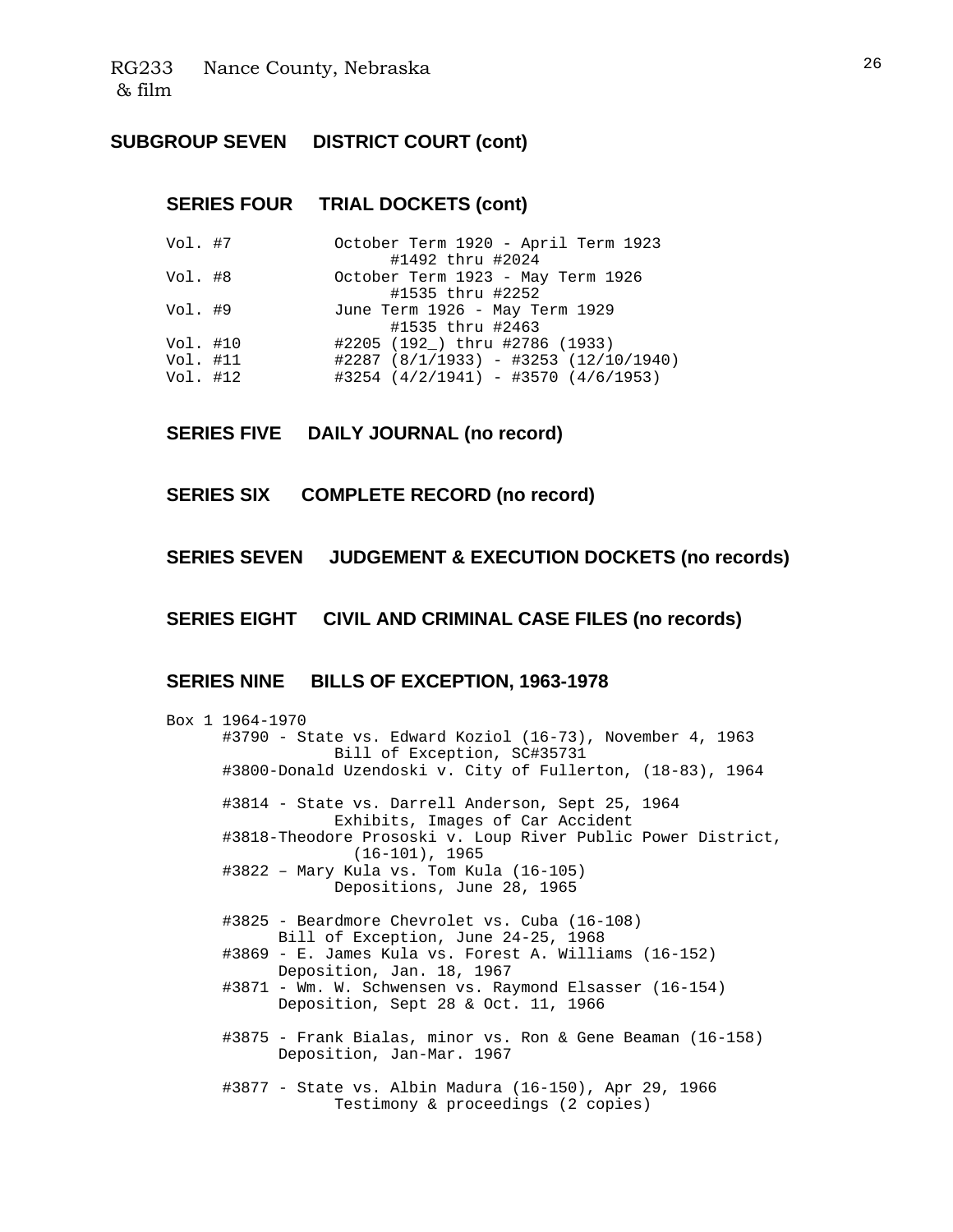## SUBGROUP SEVEN DISTRICT COURT (cont)

### SERIES FOUR TRIAL DOCKETS (cont)

| | |
|---|---|
| Vol. #7 | October Term 1920 - April Term 1923<br>#1492 thru #2024 |
| Vol. #8 | October Term 1923 - May Term 1926<br>#1535 thru #2252 |
| Vol. #9 | June Term 1926 - May Term 1929<br>#1535 thru #2463 |
| Vol. #10 | #2205 (192_) thru #2786 (1933) |
| Vol. #11 | #2287 (8/1/1933) - #3253 (12/10/1940) |
| Vol. #12 | #3254 (4/2/1941) - #3570 (4/6/1953) |

### SERIES FIVE DAILY JOURNAL (no record)

### SERIES SIX COMPLETE RECORD (no record)

### SERIES SEVEN JUDGEMENT & EXECUTION DOCKETS (no records)

### SERIES EIGHT CIVIL AND CRIMINAL CASE FILES (no records)

### SERIES NINE BILLS OF EXCEPTION, 1963-1978

Box 1 1964-1970

- #3790 - State vs. Edward Koziol (16-73), November 4, 1963
  Bill of Exception, SC#35731
- #3800-Donald Uzendoski v. City of Fullerton, (18-83), 1964
- #3814 - State vs. Darrell Anderson, Sept 25, 1964
  Exhibits, Images of Car Accident
- #3818-Theodore Prososki v. Loup River Public Power District, (16-101), 1965
- #3822 – Mary Kula vs. Tom Kula (16-105)
  Depositions, June 28, 1965
- #3825 - Beardmore Chevrolet vs. Cuba (16-108)
  Bill of Exception, June 24-25, 1968
- #3869 - E. James Kula vs. Forest A. Williams (16-152)
  Deposition, Jan. 18, 1967
- #3871 - Wm. W. Schwensen vs. Raymond Elsasser (16-154)
  Deposition, Sept 28 & Oct. 11, 1966
- #3875 - Frank Bialas, minor vs. Ron & Gene Beaman (16-158)
  Deposition, Jan-Mar. 1967
- #3877 - State vs. Albin Madura (16-150), Apr 29, 1966
  Testimony & proceedings (2 copies)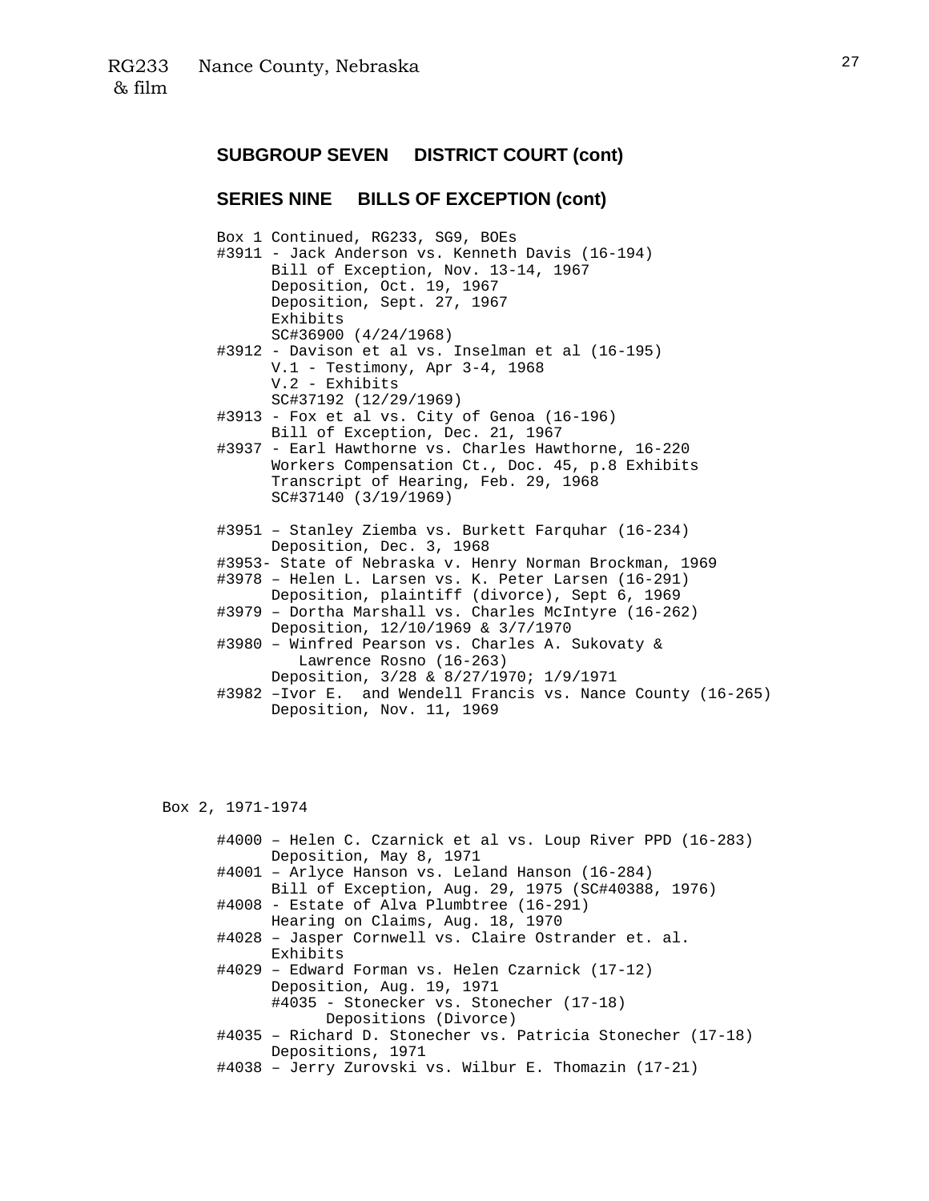RG233 Nance County, Nebraska
& film

## SUBGROUP SEVEN DISTRICT COURT (cont)

### SERIES NINE BILLS OF EXCEPTION (cont)

Box 1 Continued, RG233, SG9, BOEs

#3911 - Jack Anderson vs. Kenneth Davis (16-194)
Bill of Exception, Nov. 13-14, 1967
Deposition, Oct. 19, 1967
Deposition, Sept. 27, 1967
Exhibits
SC#36900 (4/24/1968)

#3912 - Davison et al vs. Inselman et al (16-195)
V.1 - Testimony, Apr 3-4, 1968
V.2 - Exhibits
SC#37192 (12/29/1969)

#3913 - Fox et al vs. City of Genoa (16-196)
Bill of Exception, Dec. 21, 1967

#3937 - Earl Hawthorne vs. Charles Hawthorne, 16-220
Workers Compensation Ct., Doc. 45, p.8 Exhibits
Transcript of Hearing, Feb. 29, 1968
SC#37140 (3/19/1969)

#3951 – Stanley Ziemba vs. Burkett Farquhar (16-234)
Deposition, Dec. 3, 1968

#3953- State of Nebraska v. Henry Norman Brockman, 1969

#3978 – Helen L. Larsen vs. K. Peter Larsen (16-291)
Deposition, plaintiff (divorce), Sept 6, 1969

#3979 – Dortha Marshall vs. Charles McIntyre (16-262)
Deposition, 12/10/1969 & 3/7/1970

#3980 – Winfred Pearson vs. Charles A. Sukovaty & Lawrence Rosno (16-263)
Deposition, 3/28 & 8/27/1970; 1/9/1971

#3982 –Ivor E. and Wendell Francis vs. Nance County (16-265)
Deposition, Nov. 11, 1969

Box 2, 1971-1974

#4000 – Helen C. Czarnick et al vs. Loup River PPD (16-283)
Deposition, May 8, 1971

#4001 – Arlyce Hanson vs. Leland Hanson (16-284)
Bill of Exception, Aug. 29, 1975 (SC#40388, 1976)

#4008 - Estate of Alva Plumbtree (16-291)
Hearing on Claims, Aug. 18, 1970

#4028 – Jasper Cornwell vs. Claire Ostrander et. al.
Exhibits

#4029 – Edward Forman vs. Helen Czarnick (17-12)
Deposition, Aug. 19, 1971
#4035 - Stonecker vs. Stonecher (17-18)
Depositions (Divorce)

#4035 – Richard D. Stonecher vs. Patricia Stonecher (17-18)
Depositions, 1971

#4038 – Jerry Zurovski vs. Wilbur E. Thomazin (17-21)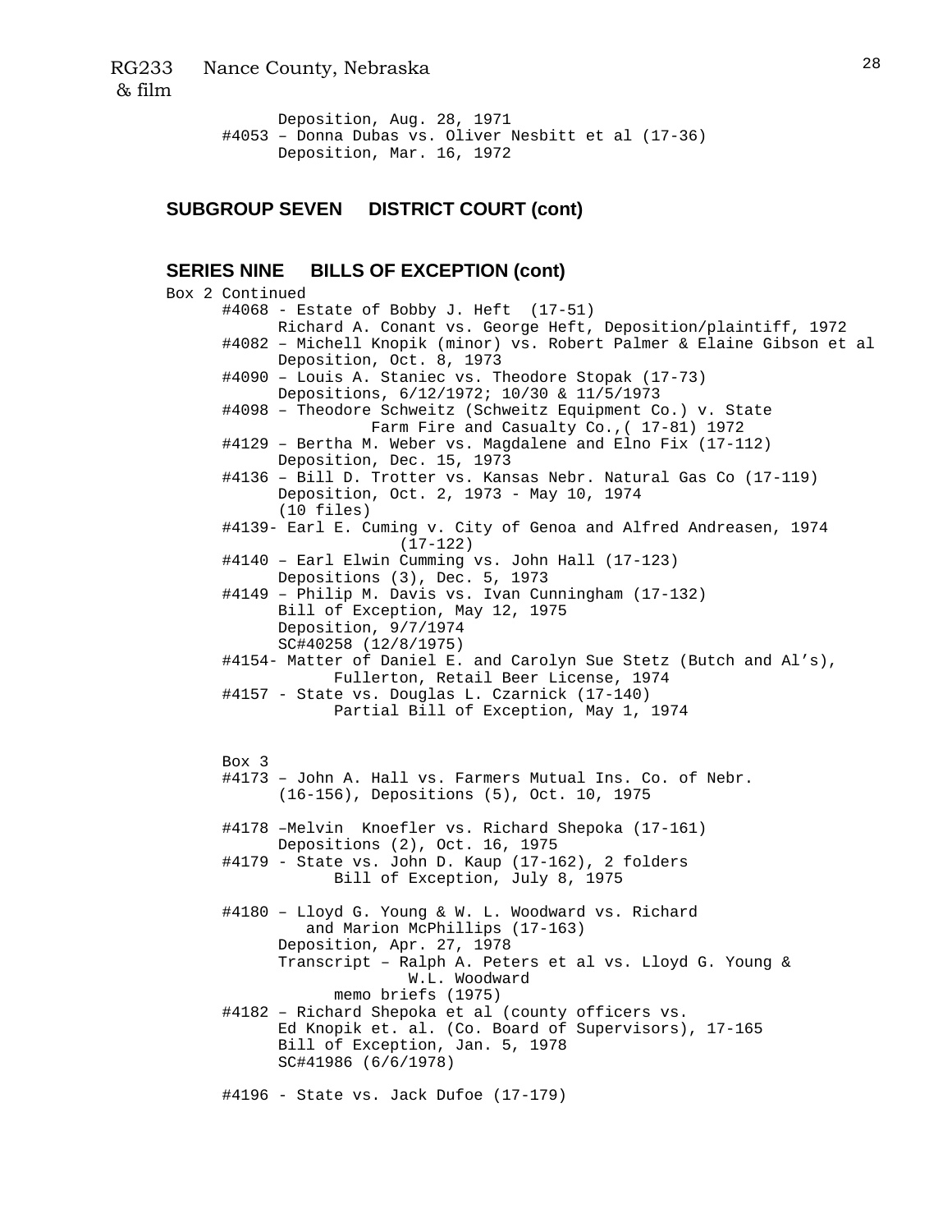Deposition, Aug. 28, 1971

#4053 – Donna Dubas vs. Oliver Nesbitt et al (17-36)
Deposition, Mar. 16, 1972

## SUBGROUP SEVEN DISTRICT COURT (cont)

## SERIES NINE BILLS OF EXCEPTION (cont)

Box 2 Continued

#4068 - Estate of Bobby J. Heft (17-51)
Richard A. Conant vs. George Heft, Deposition/plaintiff, 1972

#4082 – Michell Knopik (minor) vs. Robert Palmer & Elaine Gibson et al
Deposition, Oct. 8, 1973

#4090 – Louis A. Staniec vs. Theodore Stopak (17-73)
Depositions, 6/12/1972; 10/30 & 11/5/1973

#4098 – Theodore Schweitz (Schweitz Equipment Co.) v. State Farm Fire and Casualty Co.,( 17-81) 1972

#4129 – Bertha M. Weber vs. Magdalene and Elno Fix (17-112)
Deposition, Dec. 15, 1973

#4136 – Bill D. Trotter vs. Kansas Nebr. Natural Gas Co (17-119)
Deposition, Oct. 2, 1973 - May 10, 1974
(10 files)

#4139- Earl E. Cuming v. City of Genoa and Alfred Andreasen, 1974 (17-122)

#4140 – Earl Elwin Cumming vs. John Hall (17-123)
Depositions (3), Dec. 5, 1973

#4149 – Philip M. Davis vs. Ivan Cunningham (17-132)
Bill of Exception, May 12, 1975
Deposition, 9/7/1974
SC#40258 (12/8/1975)

#4154- Matter of Daniel E. and Carolyn Sue Stetz (Butch and Al's), Fullerton, Retail Beer License, 1974

#4157 - State vs. Douglas L. Czarnick (17-140)
Partial Bill of Exception, May 1, 1974

Box 3

#4173 – John A. Hall vs. Farmers Mutual Ins. Co. of Nebr. (16-156), Depositions (5), Oct. 10, 1975

#4178 –Melvin Knoefler vs. Richard Shepoka (17-161)
Depositions (2), Oct. 16, 1975

#4179 - State vs. John D. Kaup (17-162), 2 folders
Bill of Exception, July 8, 1975

#4180 – Lloyd G. Young & W. L. Woodward vs. Richard and Marion McPhillips (17-163)
Deposition, Apr. 27, 1978
Transcript – Ralph A. Peters et al vs. Lloyd G. Young & W.L. Woodward
memo briefs (1975)

#4182 – Richard Shepoka et al (county officers vs. Ed Knopik et. al. (Co. Board of Supervisors), 17-165
Bill of Exception, Jan. 5, 1978
SC#41986 (6/6/1978)

#4196 - State vs. Jack Dufoe (17-179)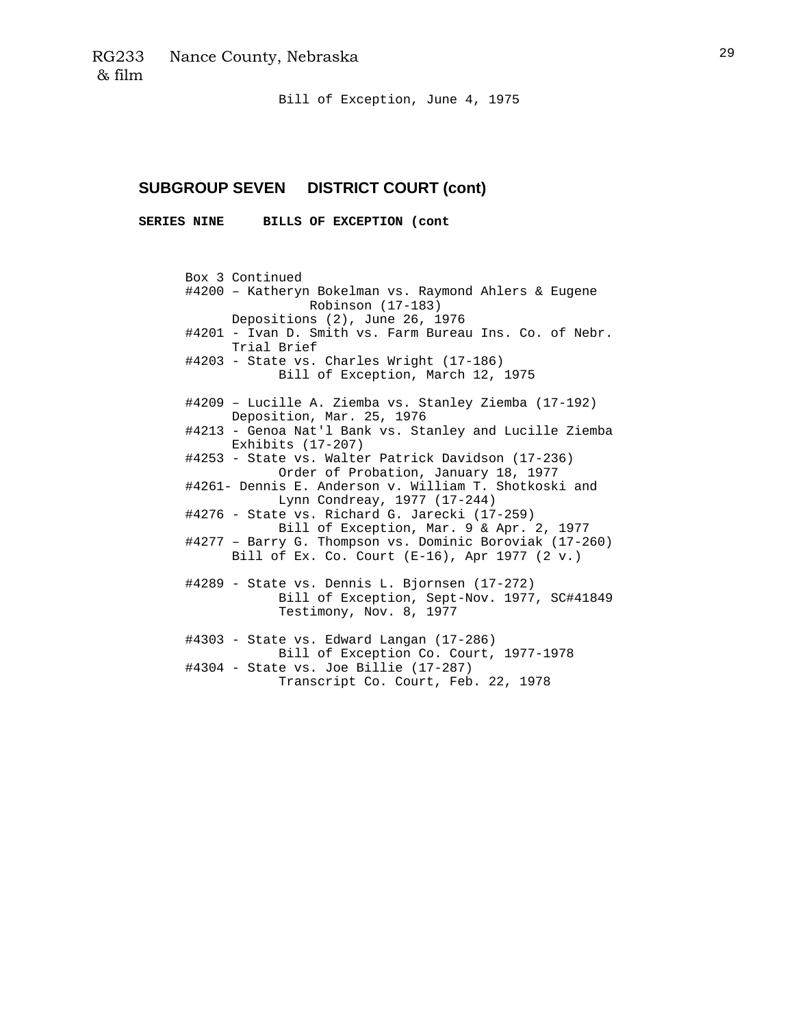Bill of Exception, June 4, 1975

## SUBGROUP SEVEN DISTRICT COURT (cont)

**SERIES NINE BILLS OF EXCEPTION (cont**

Box 3 Continued

#4200 – Katheryn Bokelman vs. Raymond Ahlers & Eugene Robinson (17-183)
Depositions (2), June 26, 1976

#4201 - Ivan D. Smith vs. Farm Bureau Ins. Co. of Nebr.
Trial Brief

#4203 - State vs. Charles Wright (17-186)
Bill of Exception, March 12, 1975

#4209 – Lucille A. Ziemba vs. Stanley Ziemba (17-192)
Deposition, Mar. 25, 1976

#4213 - Genoa Nat'l Bank vs. Stanley and Lucille Ziemba
Exhibits (17-207)

#4253 - State vs. Walter Patrick Davidson (17-236)
Order of Probation, January 18, 1977

#4261- Dennis E. Anderson v. William T. Shotkoski and Lynn Condreay, 1977 (17-244)

#4276 - State vs. Richard G. Jarecki (17-259)
Bill of Exception, Mar. 9 & Apr. 2, 1977

#4277 – Barry G. Thompson vs. Dominic Boroviak (17-260)
Bill of Ex. Co. Court (E-16), Apr 1977 (2 v.)

#4289 - State vs. Dennis L. Bjornsen (17-272)
Bill of Exception, Sept-Nov. 1977, SC#41849
Testimony, Nov. 8, 1977

#4303 - State vs. Edward Langan (17-286)
Bill of Exception Co. Court, 1977-1978

#4304 - State vs. Joe Billie (17-287)
Transcript Co. Court, Feb. 22, 1978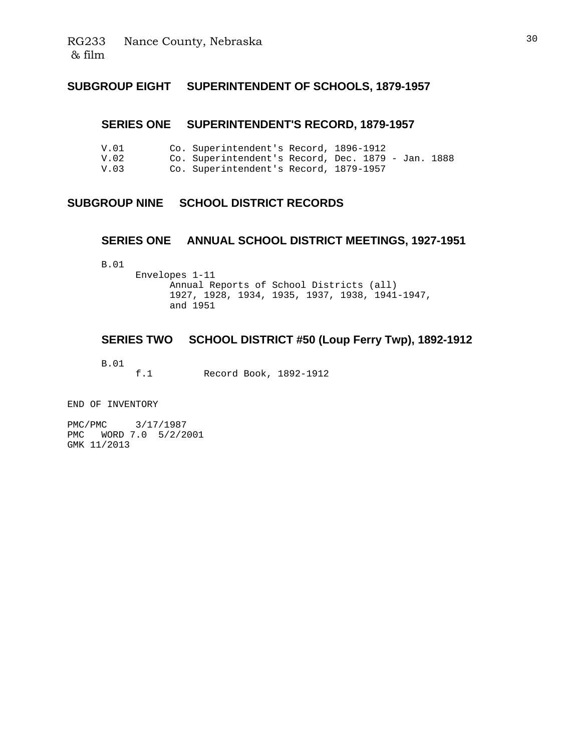## SUBGROUP EIGHT SUPERINTENDENT OF SCHOOLS, 1879-1957

### SERIES ONE SUPERINTENDENT'S RECORD, 1879-1957

V.01 Co. Superintendent's Record, 1896-1912
V.02 Co. Superintendent's Record, Dec. 1879 - Jan. 1888
V.03 Co. Superintendent's Record, 1879-1957

## SUBGROUP NINE SCHOOL DISTRICT RECORDS

### SERIES ONE ANNUAL SCHOOL DISTRICT MEETINGS, 1927-1951

B.01
Envelopes 1-11
Annual Reports of School Districts (all)
1927, 1928, 1934, 1935, 1937, 1938, 1941-1947,
and 1951

### SERIES TWO SCHOOL DISTRICT #50 (Loup Ferry Twp), 1892-1912

B.01
f.1 Record Book, 1892-1912

END OF INVENTORY

PMC/PMC 3/17/1987
PMC WORD 7.0 5/2/2001
GMK 11/2013